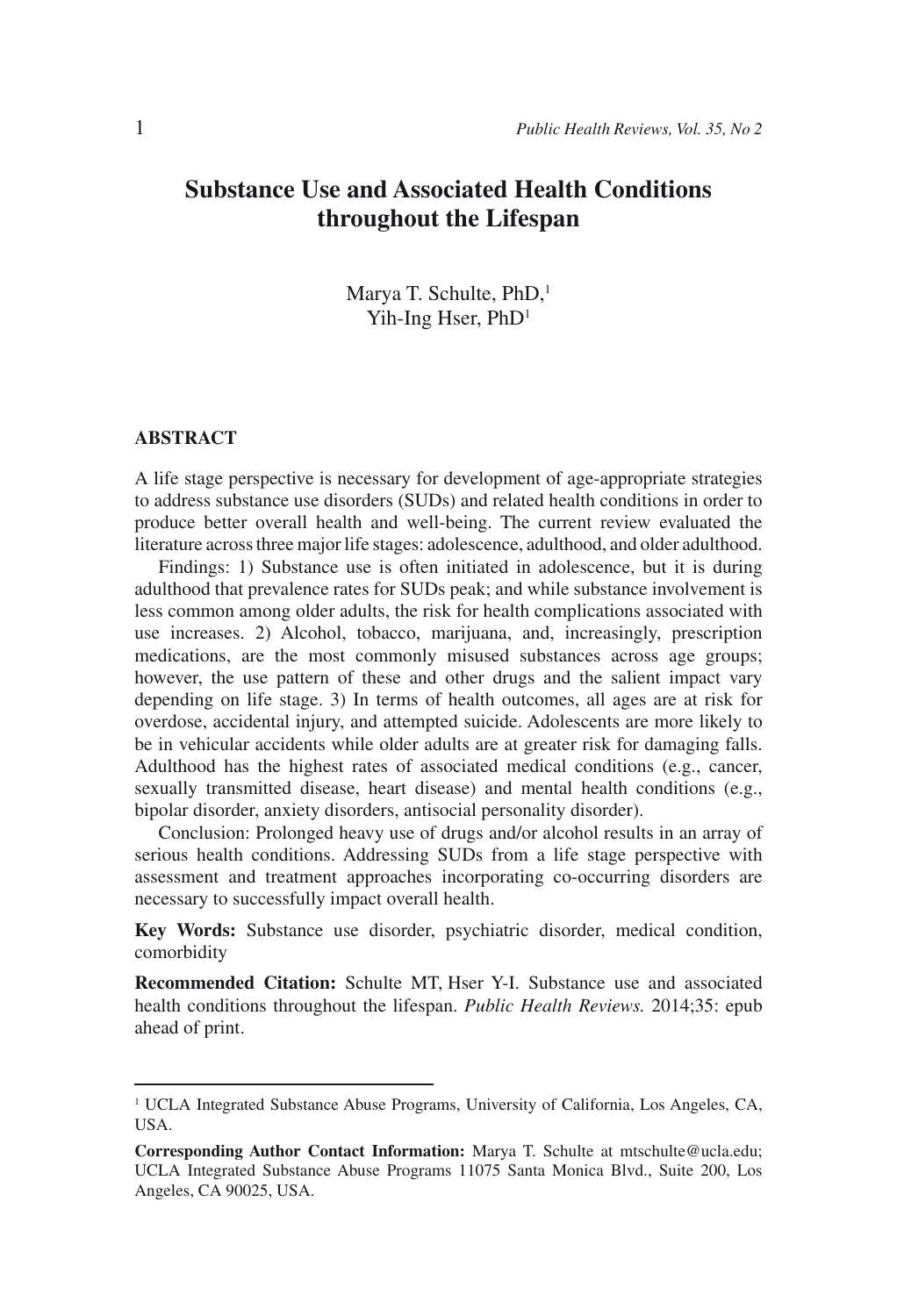# Substance Use and Associated Health Conditions throughout the Lifespan

Marya T. Schulte, PhD,[1]
Yih-Ing Hser, PhD[1]

## ABSTRACT

A life stage perspective is necessary for development of age-appropriate strategies to address substance use disorders (SUDs) and related health conditions in order to produce better overall health and well-being. The current review evaluated the literature across three major life stages: adolescence, adulthood, and older adulthood.

Findings: 1) Substance use is often initiated in adolescence, but it is during adulthood that prevalence rates for SUDs peak; and while substance involvement is less common among older adults, the risk for health complications associated with use increases. 2) Alcohol, tobacco, marijuana, and, increasingly, prescription medications, are the most commonly misused substances across age groups; however, the use pattern of these and other drugs and the salient impact vary depending on life stage. 3) In terms of health outcomes, all ages are at risk for overdose, accidental injury, and attempted suicide. Adolescents are more likely to be in vehicular accidents while older adults are at greater risk for damaging falls. Adulthood has the highest rates of associated medical conditions (e.g., cancer, sexually transmitted disease, heart disease) and mental health conditions (e.g., bipolar disorder, anxiety disorders, antisocial personality disorder).

Conclusion: Prolonged heavy use of drugs and/or alcohol results in an array of serious health conditions. Addressing SUDs from a life stage perspective with assessment and treatment approaches incorporating co-occurring disorders are necessary to successfully impact overall health.

**Key Words:** Substance use disorder, psychiatric disorder, medical condition, comorbidity

**Recommended Citation:** Schulte MT, Hser Y-I. Substance use and associated health conditions throughout the lifespan. *Public Health Reviews.* 2014;35: epub ahead of print.

---

[1] UCLA Integrated Substance Abuse Programs, University of California, Los Angeles, CA, USA.

**Corresponding Author Contact Information:** Marya T. Schulte at mtschulte@ucla.edu; UCLA Integrated Substance Abuse Programs 11075 Santa Monica Blvd., Suite 200, Los Angeles, CA 90025, USA.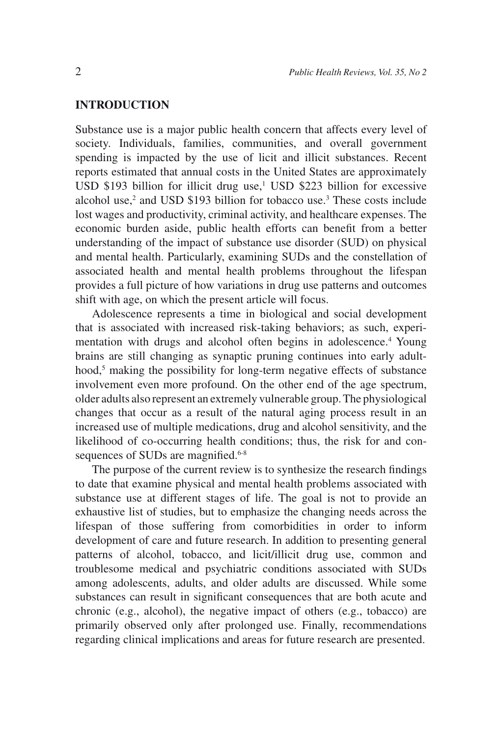## INTRODUCTION

Substance use is a major public health concern that affects every level of society. Individuals, families, communities, and overall government spending is impacted by the use of licit and illicit substances. Recent reports estimated that annual costs in the United States are approximately USD $193 billion for illicit drug use,[1] USD $223 billion for excessive alcohol use,[2] and USD $193 billion for tobacco use.[3] These costs include lost wages and productivity, criminal activity, and healthcare expenses. The economic burden aside, public health efforts can benefit from a better understanding of the impact of substance use disorder (SUD) on physical and mental health. Particularly, examining SUDs and the constellation of associated health and mental health problems throughout the lifespan provides a full picture of how variations in drug use patterns and outcomes shift with age, on which the present article will focus.

Adolescence represents a time in biological and social development that is associated with increased risk-taking behaviors; as such, experimentation with drugs and alcohol often begins in adolescence.[4] Young brains are still changing as synaptic pruning continues into early adulthood,[5] making the possibility for long-term negative effects of substance involvement even more profound. On the other end of the age spectrum, older adults also represent an extremely vulnerable group. The physiological changes that occur as a result of the natural aging process result in an increased use of multiple medications, drug and alcohol sensitivity, and the likelihood of co-occurring health conditions; thus, the risk for and consequences of SUDs are magnified.[6-8]

The purpose of the current review is to synthesize the research findings to date that examine physical and mental health problems associated with substance use at different stages of life. The goal is not to provide an exhaustive list of studies, but to emphasize the changing needs across the lifespan of those suffering from comorbidities in order to inform development of care and future research. In addition to presenting general patterns of alcohol, tobacco, and licit/illicit drug use, common and troublesome medical and psychiatric conditions associated with SUDs among adolescents, adults, and older adults are discussed. While some substances can result in significant consequences that are both acute and chronic (e.g., alcohol), the negative impact of others (e.g., tobacco) are primarily observed only after prolonged use. Finally, recommendations regarding clinical implications and areas for future research are presented.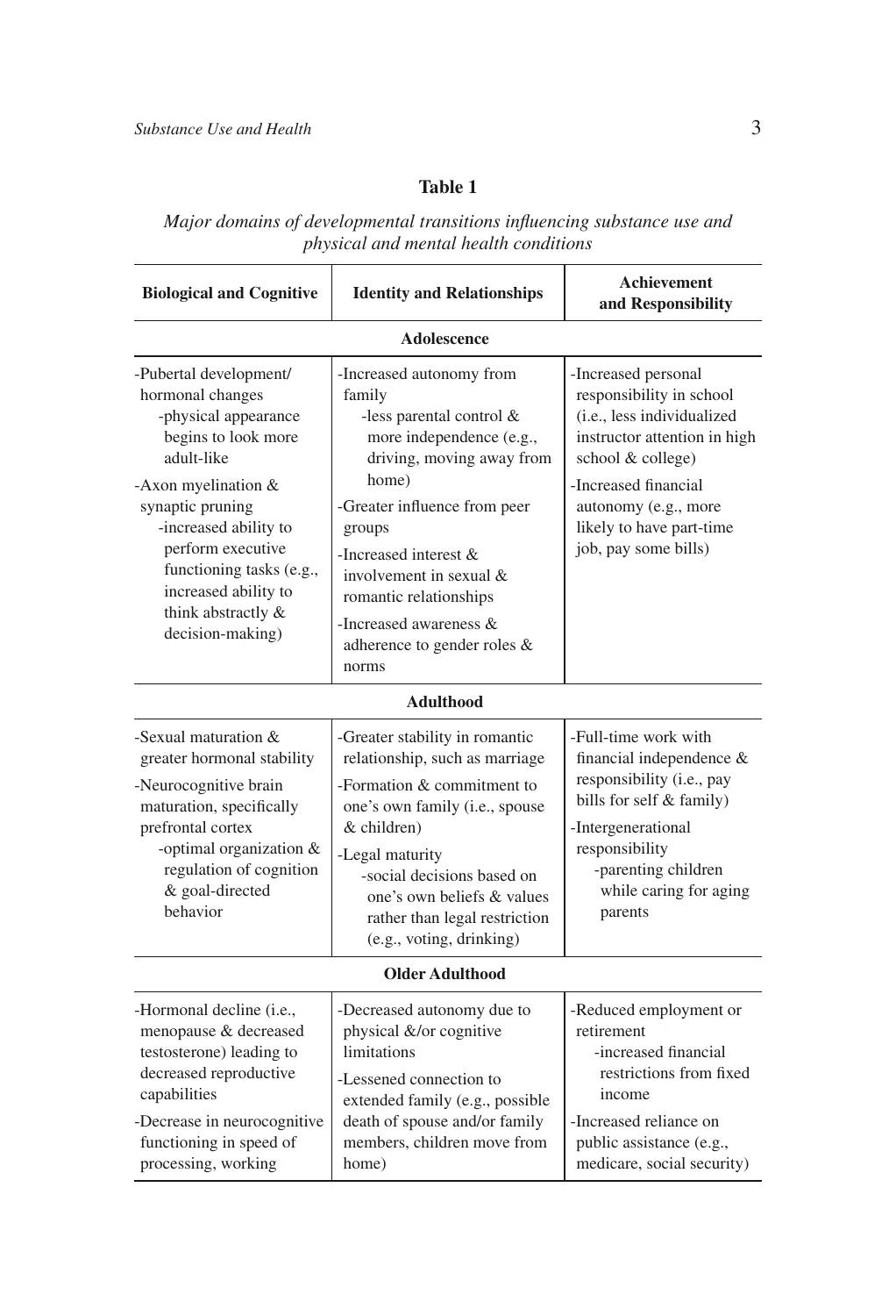**Table 1**

*Major domains of developmental transitions influencing substance use and physical and mental health conditions*

| Biological and Cognitive | Identity and Relationships | Achievement and Responsibility |
|---|---|---|
| **Adolescence** | | |
| -Pubertal development/ hormonal changes<br>-physical appearance begins to look more adult-like<br>-Axon myelination & synaptic pruning<br>-increased ability to perform executive functioning tasks (e.g., increased ability to think abstractly & decision-making) | -Increased autonomy from family<br>-less parental control & more independence (e.g., driving, moving away from home)<br>-Greater influence from peer groups<br>-Increased interest & involvement in sexual & romantic relationships<br>-Increased awareness & adherence to gender roles & norms | -Increased personal responsibility in school (i.e., less individualized instructor attention in high school & college)<br>-Increased financial autonomy (e.g., more likely to have part-time job, pay some bills) |
| **Adulthood** | | |
| -Sexual maturation & greater hormonal stability<br>-Neurocognitive brain maturation, specifically prefrontal cortex<br>-optimal organization & regulation of cognition & goal-directed behavior | -Greater stability in romantic relationship, such as marriage<br>-Formation & commitment to one's own family (i.e., spouse & children)<br>-Legal maturity<br>-social decisions based on one's own beliefs & values rather than legal restriction (e.g., voting, drinking) | -Full-time work with financial independence & responsibility (i.e., pay bills for self & family)<br>-Intergenerational responsibility<br>-parenting children while caring for aging parents |
| **Older Adulthood** | | |
| -Hormonal decline (i.e., menopause & decreased testosterone) leading to decreased reproductive capabilities<br>-Decrease in neurocognitive functioning in speed of processing, working | -Decreased autonomy due to physical &/or cognitive limitations<br>-Lessened connection to extended family (e.g., possible death of spouse and/or family members, children move from home) | -Reduced employment or retirement<br>-increased financial restrictions from fixed income<br>-Increased reliance on public assistance (e.g., medicare, social security) |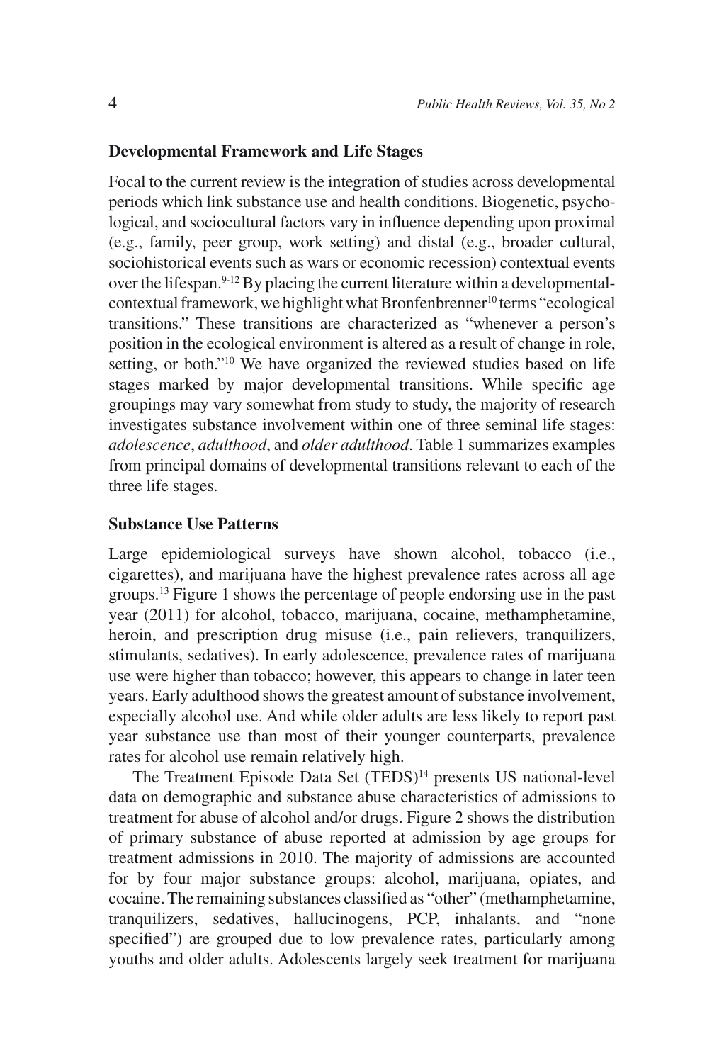### Developmental Framework and Life Stages

Focal to the current review is the integration of studies across developmental periods which link substance use and health conditions. Biogenetic, psychological, and sociocultural factors vary in influence depending upon proximal (e.g., family, peer group, work setting) and distal (e.g., broader cultural, sociohistorical events such as wars or economic recession) contextual events over the lifespan.[9-12] By placing the current literature within a developmental-contextual framework, we highlight what Bronfenbrenner[10] terms "ecological transitions." These transitions are characterized as "whenever a person's position in the ecological environment is altered as a result of change in role, setting, or both."[10] We have organized the reviewed studies based on life stages marked by major developmental transitions. While specific age groupings may vary somewhat from study to study, the majority of research investigates substance involvement within one of three seminal life stages: *adolescence*, *adulthood*, and *older adulthood*. Table 1 summarizes examples from principal domains of developmental transitions relevant to each of the three life stages.

### Substance Use Patterns

Large epidemiological surveys have shown alcohol, tobacco (i.e., cigarettes), and marijuana have the highest prevalence rates across all age groups.[13] Figure 1 shows the percentage of people endorsing use in the past year (2011) for alcohol, tobacco, marijuana, cocaine, methamphetamine, heroin, and prescription drug misuse (i.e., pain relievers, tranquilizers, stimulants, sedatives). In early adolescence, prevalence rates of marijuana use were higher than tobacco; however, this appears to change in later teen years. Early adulthood shows the greatest amount of substance involvement, especially alcohol use. And while older adults are less likely to report past year substance use than most of their younger counterparts, prevalence rates for alcohol use remain relatively high.

The Treatment Episode Data Set (TEDS)[14] presents US national-level data on demographic and substance abuse characteristics of admissions to treatment for abuse of alcohol and/or drugs. Figure 2 shows the distribution of primary substance of abuse reported at admission by age groups for treatment admissions in 2010. The majority of admissions are accounted for by four major substance groups: alcohol, marijuana, opiates, and cocaine. The remaining substances classified as "other" (methamphetamine, tranquilizers, sedatives, hallucinogens, PCP, inhalants, and "none specified") are grouped due to low prevalence rates, particularly among youths and older adults. Adolescents largely seek treatment for marijuana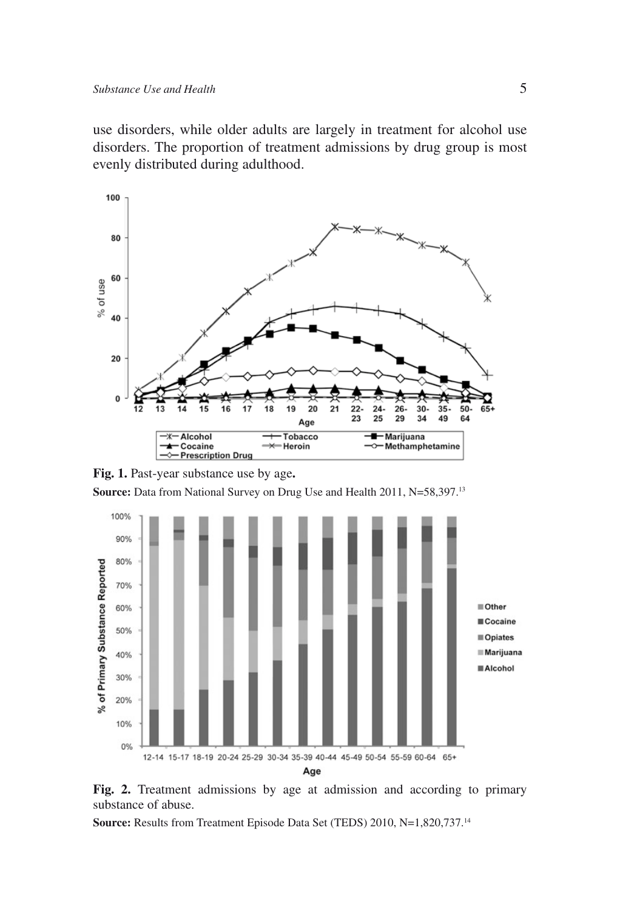use disorders, while older adults are largely in treatment for alcohol use disorders. The proportion of treatment admissions by drug group is most evenly distributed during adulthood.

**Fig. 1.** Past-year substance use by age**.**

**Source:** Data from National Survey on Drug Use and Health 2011, N=58,397.[13]

**Fig. 2.** Treatment admissions by age at admission and according to primary substance of abuse.

**Source:** Results from Treatment Episode Data Set (TEDS) 2010, N=1,820,737.[14]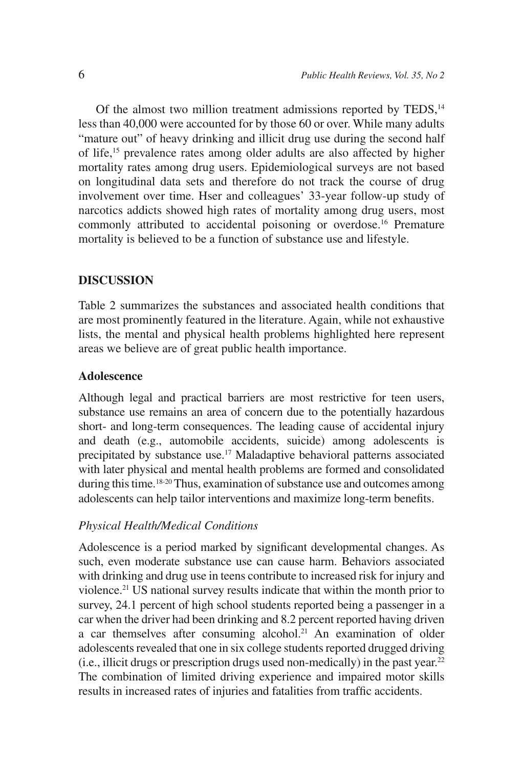Of the almost two million treatment admissions reported by TEDS,[14] less than 40,000 were accounted for by those 60 or over. While many adults "mature out" of heavy drinking and illicit drug use during the second half of life,[15] prevalence rates among older adults are also affected by higher mortality rates among drug users. Epidemiological surveys are not based on longitudinal data sets and therefore do not track the course of drug involvement over time. Hser and colleagues' 33-year follow-up study of narcotics addicts showed high rates of mortality among drug users, most commonly attributed to accidental poisoning or overdose.[16] Premature mortality is believed to be a function of substance use and lifestyle.

## DISCUSSION

Table 2 summarizes the substances and associated health conditions that are most prominently featured in the literature. Again, while not exhaustive lists, the mental and physical health problems highlighted here represent areas we believe are of great public health importance.

### Adolescence

Although legal and practical barriers are most restrictive for teen users, substance use remains an area of concern due to the potentially hazardous short- and long-term consequences. The leading cause of accidental injury and death (e.g., automobile accidents, suicide) among adolescents is precipitated by substance use.[17] Maladaptive behavioral patterns associated with later physical and mental health problems are formed and consolidated during this time.[18-20] Thus, examination of substance use and outcomes among adolescents can help tailor interventions and maximize long-term benefits.

#### *Physical Health/Medical Conditions*

Adolescence is a period marked by significant developmental changes. As such, even moderate substance use can cause harm. Behaviors associated with drinking and drug use in teens contribute to increased risk for injury and violence.[21] US national survey results indicate that within the month prior to survey, 24.1 percent of high school students reported being a passenger in a car when the driver had been drinking and 8.2 percent reported having driven a car themselves after consuming alcohol.[21] An examination of older adolescents revealed that one in six college students reported drugged driving (i.e., illicit drugs or prescription drugs used non-medically) in the past year.[22] The combination of limited driving experience and impaired motor skills results in increased rates of injuries and fatalities from traffic accidents.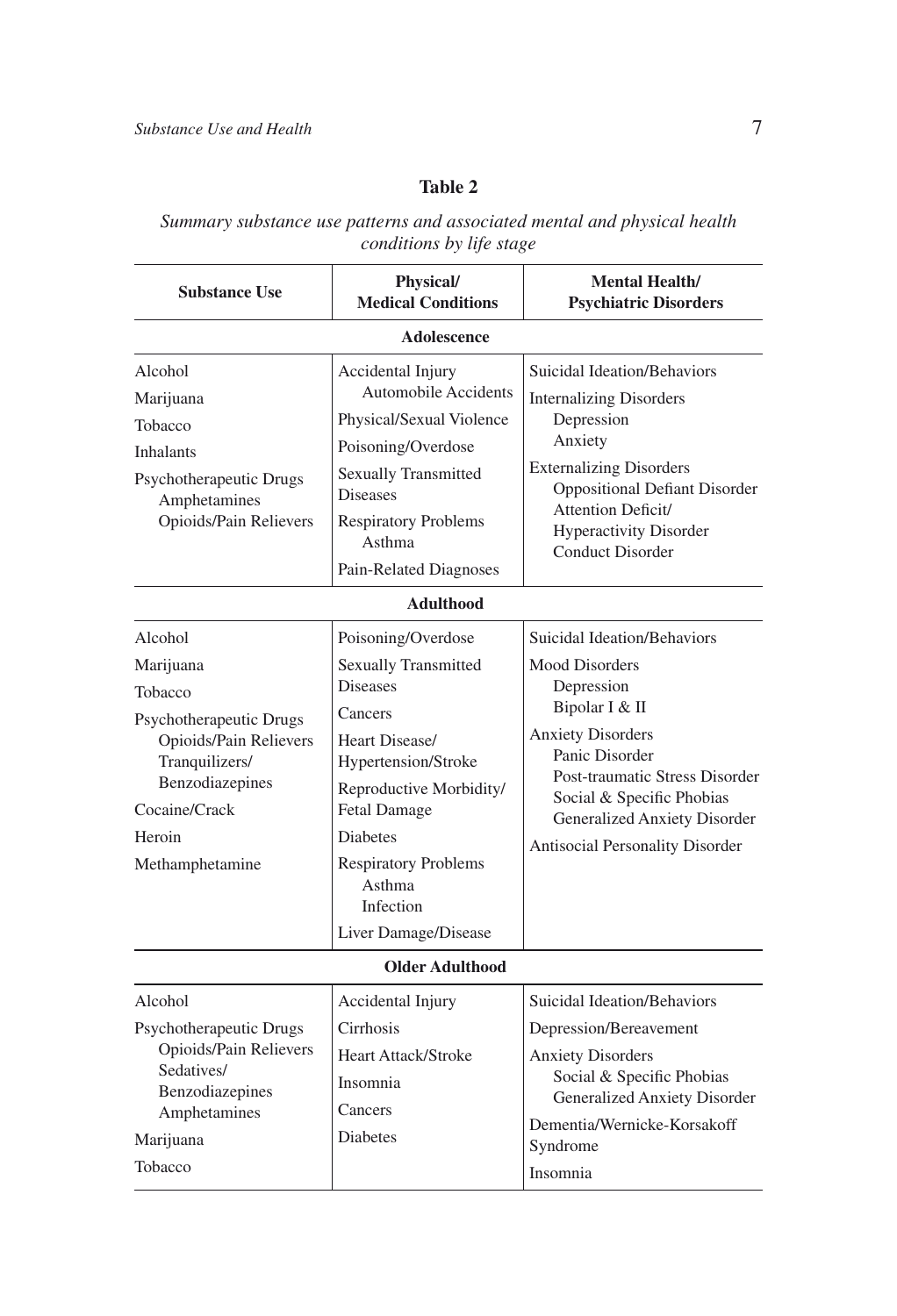**Table 2**

*Summary substance use patterns and associated mental and physical health conditions by life stage*

| Substance Use | Physical/ Medical Conditions | Mental Health/ Psychiatric Disorders |
|---|---|---|
| **Adolescence** | | |
| Alcohol<br>Marijuana<br>Tobacco<br>Inhalants<br>Psychotherapeutic Drugs<br>&nbsp;&nbsp;Amphetamines<br>&nbsp;&nbsp;Opioids/Pain Relievers | Accidental Injury<br>&nbsp;&nbsp;Automobile Accidents<br>Physical/Sexual Violence<br>Poisoning/Overdose<br>Sexually Transmitted Diseases<br>Respiratory Problems<br>&nbsp;&nbsp;Asthma<br>Pain-Related Diagnoses | Suicidal Ideation/Behaviors<br>Internalizing Disorders<br>&nbsp;&nbsp;Depression<br>&nbsp;&nbsp;Anxiety<br>Externalizing Disorders<br>&nbsp;&nbsp;Oppositional Defiant Disorder<br>&nbsp;&nbsp;Attention Deficit/ Hyperactivity Disorder<br>&nbsp;&nbsp;Conduct Disorder |
| **Adulthood** | | |
| Alcohol<br>Marijuana<br>Tobacco<br>Psychotherapeutic Drugs<br>&nbsp;&nbsp;Opioids/Pain Relievers<br>&nbsp;&nbsp;Tranquilizers/ Benzodiazepines<br>Cocaine/Crack<br>Heroin<br>Methamphetamine | Poisoning/Overdose<br>Sexually Transmitted Diseases<br>Cancers<br>Heart Disease/ Hypertension/Stroke<br>Reproductive Morbidity/ Fetal Damage<br>Diabetes<br>Respiratory Problems<br>&nbsp;&nbsp;Asthma<br>&nbsp;&nbsp;Infection<br>Liver Damage/Disease | Suicidal Ideation/Behaviors<br>Mood Disorders<br>&nbsp;&nbsp;Depression<br>&nbsp;&nbsp;Bipolar I & II<br>Anxiety Disorders<br>&nbsp;&nbsp;Panic Disorder<br>&nbsp;&nbsp;Post-traumatic Stress Disorder<br>&nbsp;&nbsp;Social & Specific Phobias<br>&nbsp;&nbsp;Generalized Anxiety Disorder<br>Antisocial Personality Disorder |
| **Older Adulthood** | | |
| Alcohol<br>Psychotherapeutic Drugs<br>&nbsp;&nbsp;Opioids/Pain Relievers<br>&nbsp;&nbsp;Sedatives/ Benzodiazepines<br>&nbsp;&nbsp;Amphetamines<br>Marijuana<br>Tobacco | Accidental Injury<br>Cirrhosis<br>Heart Attack/Stroke<br>Insomnia<br>Cancers<br>Diabetes | Suicidal Ideation/Behaviors<br>Depression/Bereavement<br>Anxiety Disorders<br>&nbsp;&nbsp;Social & Specific Phobias<br>&nbsp;&nbsp;Generalized Anxiety Disorder<br>Dementia/Wernicke-Korsakoff Syndrome<br>Insomnia |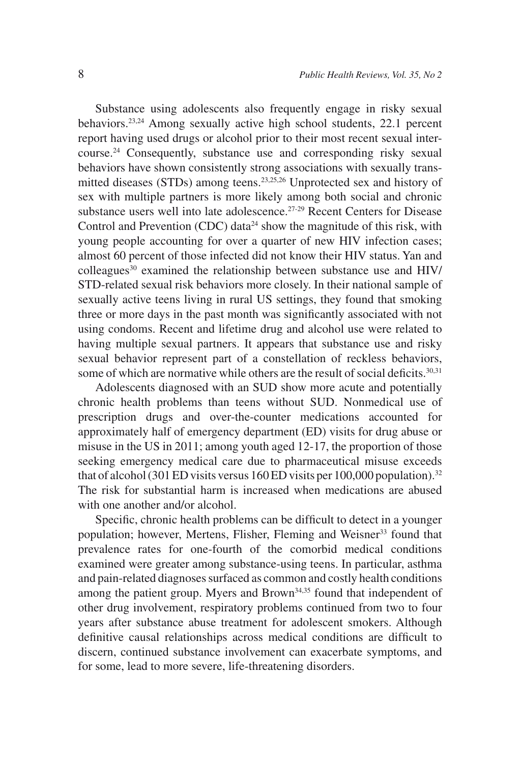Substance using adolescents also frequently engage in risky sexual behaviors.[23,24] Among sexually active high school students, 22.1 percent report having used drugs or alcohol prior to their most recent sexual intercourse.[24] Consequently, substance use and corresponding risky sexual behaviors have shown consistently strong associations with sexually transmitted diseases (STDs) among teens.[23,25,26] Unprotected sex and history of sex with multiple partners is more likely among both social and chronic substance users well into late adolescence.[27-29] Recent Centers for Disease Control and Prevention (CDC) data[24] show the magnitude of this risk, with young people accounting for over a quarter of new HIV infection cases; almost 60 percent of those infected did not know their HIV status. Yan and colleagues[30] examined the relationship between substance use and HIV/STD-related sexual risk behaviors more closely. In their national sample of sexually active teens living in rural US settings, they found that smoking three or more days in the past month was significantly associated with not using condoms. Recent and lifetime drug and alcohol use were related to having multiple sexual partners. It appears that substance use and risky sexual behavior represent part of a constellation of reckless behaviors, some of which are normative while others are the result of social deficits.[30,31]

Adolescents diagnosed with an SUD show more acute and potentially chronic health problems than teens without SUD. Nonmedical use of prescription drugs and over-the-counter medications accounted for approximately half of emergency department (ED) visits for drug abuse or misuse in the US in 2011; among youth aged 12-17, the proportion of those seeking emergency medical care due to pharmaceutical misuse exceeds that of alcohol (301 ED visits versus 160 ED visits per 100,000 population).[32] The risk for substantial harm is increased when medications are abused with one another and/or alcohol.

Specific, chronic health problems can be difficult to detect in a younger population; however, Mertens, Flisher, Fleming and Weisner[33] found that prevalence rates for one-fourth of the comorbid medical conditions examined were greater among substance-using teens. In particular, asthma and pain-related diagnoses surfaced as common and costly health conditions among the patient group. Myers and Brown[34,35] found that independent of other drug involvement, respiratory problems continued from two to four years after substance abuse treatment for adolescent smokers. Although definitive causal relationships across medical conditions are difficult to discern, continued substance involvement can exacerbate symptoms, and for some, lead to more severe, life-threatening disorders.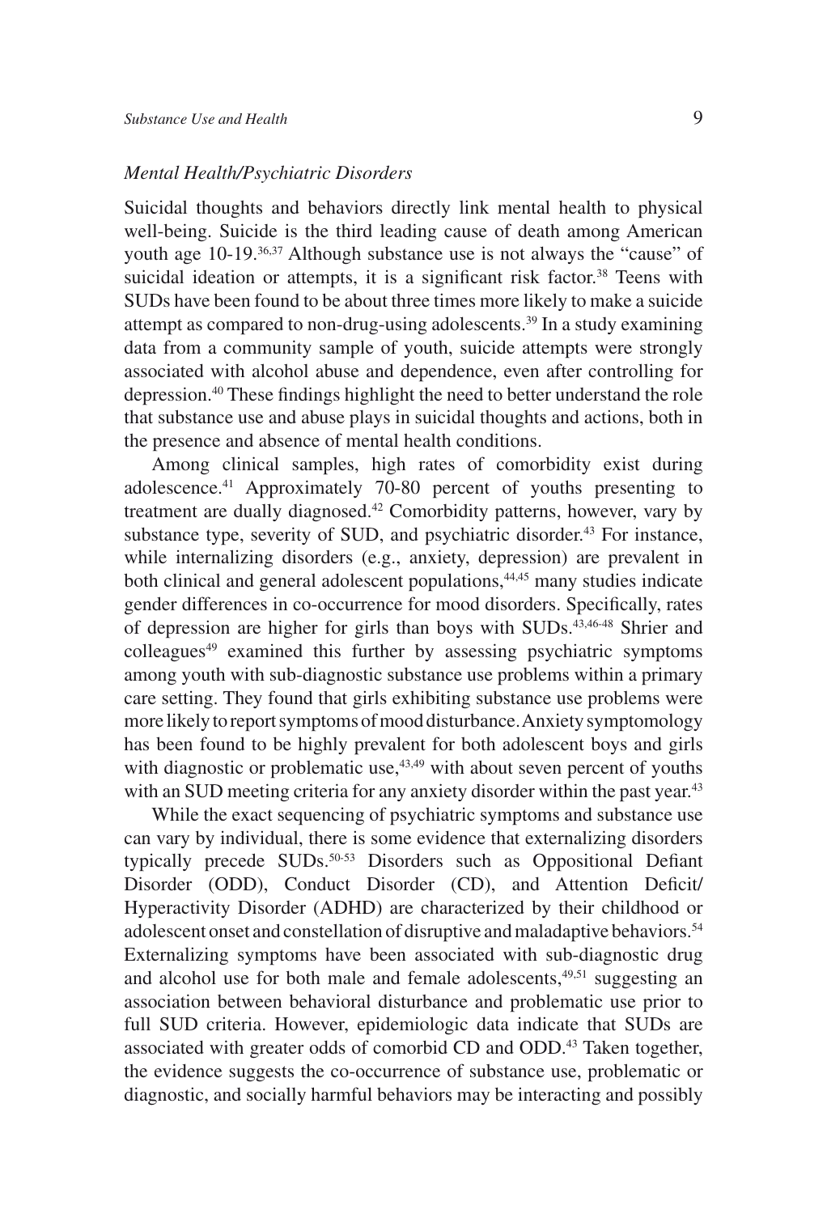### *Mental Health/Psychiatric Disorders*

Suicidal thoughts and behaviors directly link mental health to physical well-being. Suicide is the third leading cause of death among American youth age 10-19.[36,37] Although substance use is not always the "cause" of suicidal ideation or attempts, it is a significant risk factor.[38] Teens with SUDs have been found to be about three times more likely to make a suicide attempt as compared to non-drug-using adolescents.[39] In a study examining data from a community sample of youth, suicide attempts were strongly associated with alcohol abuse and dependence, even after controlling for depression.[40] These findings highlight the need to better understand the role that substance use and abuse plays in suicidal thoughts and actions, both in the presence and absence of mental health conditions.

Among clinical samples, high rates of comorbidity exist during adolescence.[41] Approximately 70-80 percent of youths presenting to treatment are dually diagnosed.[42] Comorbidity patterns, however, vary by substance type, severity of SUD, and psychiatric disorder.[43] For instance, while internalizing disorders (e.g., anxiety, depression) are prevalent in both clinical and general adolescent populations,[44,45] many studies indicate gender differences in co-occurrence for mood disorders. Specifically, rates of depression are higher for girls than boys with SUDs.[43,46-48] Shrier and colleagues[49] examined this further by assessing psychiatric symptoms among youth with sub-diagnostic substance use problems within a primary care setting. They found that girls exhibiting substance use problems were more likely to report symptoms of mood disturbance. Anxiety symptomology has been found to be highly prevalent for both adolescent boys and girls with diagnostic or problematic use,[43,49] with about seven percent of youths with an SUD meeting criteria for any anxiety disorder within the past year.[43]

While the exact sequencing of psychiatric symptoms and substance use can vary by individual, there is some evidence that externalizing disorders typically precede SUDs.[50-53] Disorders such as Oppositional Defiant Disorder (ODD), Conduct Disorder (CD), and Attention Deficit/ Hyperactivity Disorder (ADHD) are characterized by their childhood or adolescent onset and constellation of disruptive and maladaptive behaviors.[54] Externalizing symptoms have been associated with sub-diagnostic drug and alcohol use for both male and female adolescents,[49,51] suggesting an association between behavioral disturbance and problematic use prior to full SUD criteria. However, epidemiologic data indicate that SUDs are associated with greater odds of comorbid CD and ODD.[43] Taken together, the evidence suggests the co-occurrence of substance use, problematic or diagnostic, and socially harmful behaviors may be interacting and possibly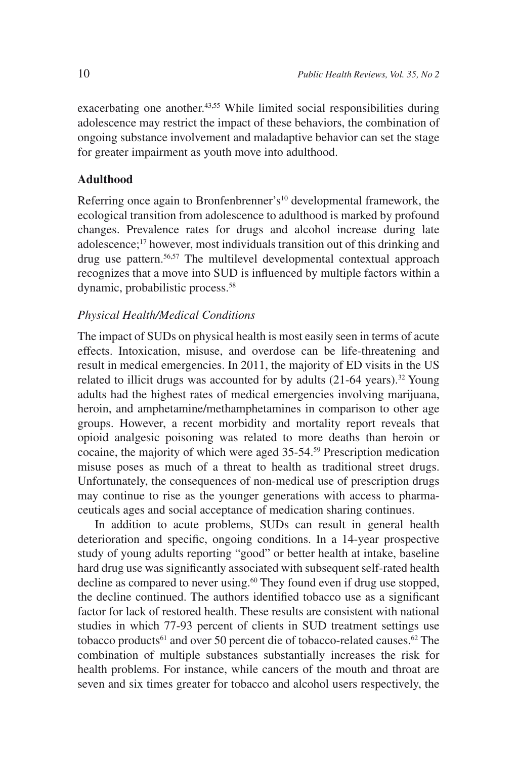exacerbating one another.[43,55] While limited social responsibilities during adolescence may restrict the impact of these behaviors, the combination of ongoing substance involvement and maladaptive behavior can set the stage for greater impairment as youth move into adulthood.

## Adulthood

Referring once again to Bronfenbrenner's[10] developmental framework, the ecological transition from adolescence to adulthood is marked by profound changes. Prevalence rates for drugs and alcohol increase during late adolescence;[17] however, most individuals transition out of this drinking and drug use pattern.[56,57] The multilevel developmental contextual approach recognizes that a move into SUD is influenced by multiple factors within a dynamic, probabilistic process.[58]

### *Physical Health/Medical Conditions*

The impact of SUDs on physical health is most easily seen in terms of acute effects. Intoxication, misuse, and overdose can be life-threatening and result in medical emergencies. In 2011, the majority of ED visits in the US related to illicit drugs was accounted for by adults (21-64 years).[32] Young adults had the highest rates of medical emergencies involving marijuana, heroin, and amphetamine/methamphetamines in comparison to other age groups. However, a recent morbidity and mortality report reveals that opioid analgesic poisoning was related to more deaths than heroin or cocaine, the majority of which were aged 35-54.[59] Prescription medication misuse poses as much of a threat to health as traditional street drugs. Unfortunately, the consequences of non-medical use of prescription drugs may continue to rise as the younger generations with access to pharmaceuticals ages and social acceptance of medication sharing continues.

In addition to acute problems, SUDs can result in general health deterioration and specific, ongoing conditions. In a 14-year prospective study of young adults reporting "good" or better health at intake, baseline hard drug use was significantly associated with subsequent self-rated health decline as compared to never using.[60] They found even if drug use stopped, the decline continued. The authors identified tobacco use as a significant factor for lack of restored health. These results are consistent with national studies in which 77-93 percent of clients in SUD treatment settings use tobacco products[61] and over 50 percent die of tobacco-related causes.[62] The combination of multiple substances substantially increases the risk for health problems. For instance, while cancers of the mouth and throat are seven and six times greater for tobacco and alcohol users respectively, the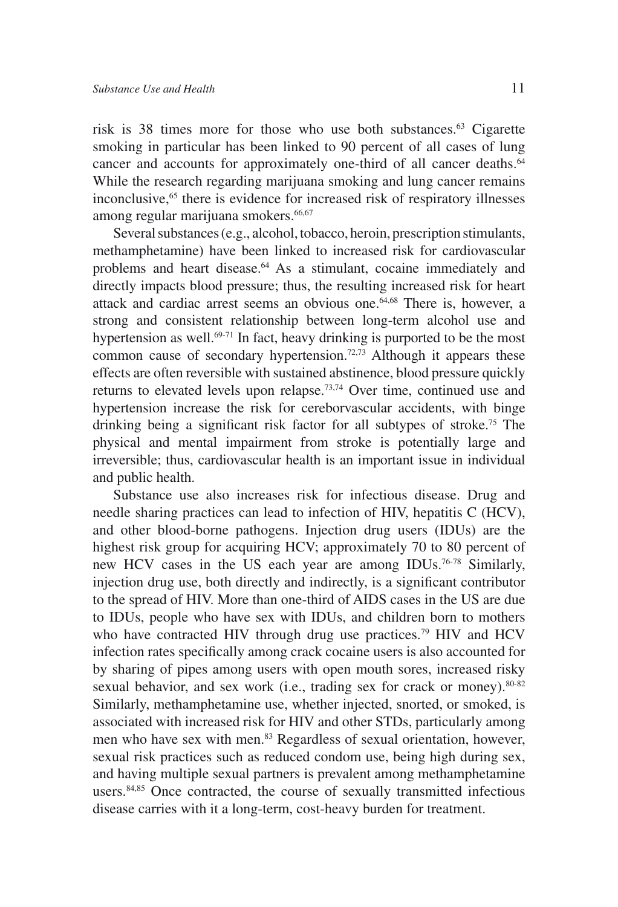risk is 38 times more for those who use both substances.[63] Cigarette smoking in particular has been linked to 90 percent of all cases of lung cancer and accounts for approximately one-third of all cancer deaths.[64] While the research regarding marijuana smoking and lung cancer remains inconclusive,[65] there is evidence for increased risk of respiratory illnesses among regular marijuana smokers.[66,67]

Several substances (e.g., alcohol, tobacco, heroin, prescription stimulants, methamphetamine) have been linked to increased risk for cardiovascular problems and heart disease.[64] As a stimulant, cocaine immediately and directly impacts blood pressure; thus, the resulting increased risk for heart attack and cardiac arrest seems an obvious one.[64,68] There is, however, a strong and consistent relationship between long-term alcohol use and hypertension as well.[69-71] In fact, heavy drinking is purported to be the most common cause of secondary hypertension.[72,73] Although it appears these effects are often reversible with sustained abstinence, blood pressure quickly returns to elevated levels upon relapse.[73,74] Over time, continued use and hypertension increase the risk for cereborvascular accidents, with binge drinking being a significant risk factor for all subtypes of stroke.[75] The physical and mental impairment from stroke is potentially large and irreversible; thus, cardiovascular health is an important issue in individual and public health.

Substance use also increases risk for infectious disease. Drug and needle sharing practices can lead to infection of HIV, hepatitis C (HCV), and other blood-borne pathogens. Injection drug users (IDUs) are the highest risk group for acquiring HCV; approximately 70 to 80 percent of new HCV cases in the US each year are among IDUs.[76-78] Similarly, injection drug use, both directly and indirectly, is a significant contributor to the spread of HIV. More than one-third of AIDS cases in the US are due to IDUs, people who have sex with IDUs, and children born to mothers who have contracted HIV through drug use practices.[79] HIV and HCV infection rates specifically among crack cocaine users is also accounted for by sharing of pipes among users with open mouth sores, increased risky sexual behavior, and sex work (i.e., trading sex for crack or money).[80-82] Similarly, methamphetamine use, whether injected, snorted, or smoked, is associated with increased risk for HIV and other STDs, particularly among men who have sex with men.[83] Regardless of sexual orientation, however, sexual risk practices such as reduced condom use, being high during sex, and having multiple sexual partners is prevalent among methamphetamine users.[84,85] Once contracted, the course of sexually transmitted infectious disease carries with it a long-term, cost-heavy burden for treatment.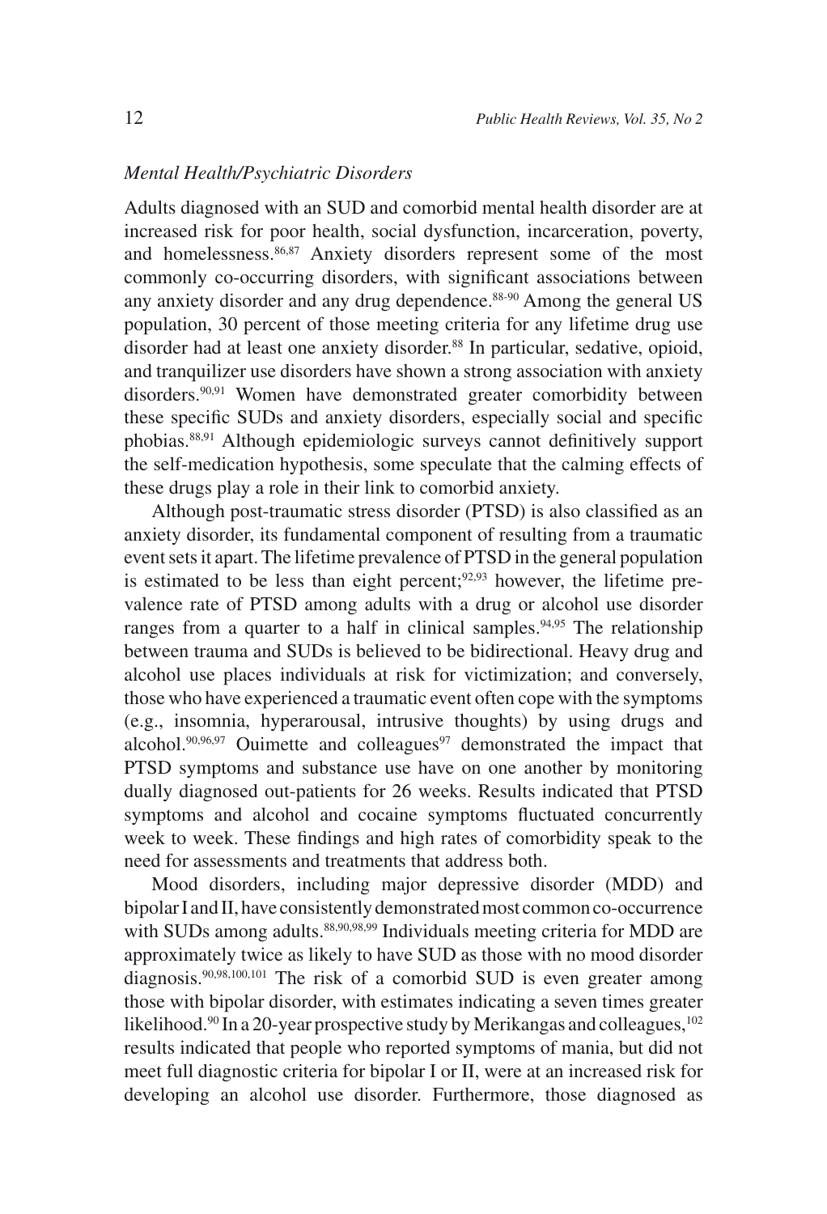*Mental Health/Psychiatric Disorders*

Adults diagnosed with an SUD and comorbid mental health disorder are at increased risk for poor health, social dysfunction, incarceration, poverty, and homelessness.[86,87] Anxiety disorders represent some of the most commonly co-occurring disorders, with significant associations between any anxiety disorder and any drug dependence.[88-90] Among the general US population, 30 percent of those meeting criteria for any lifetime drug use disorder had at least one anxiety disorder.[88] In particular, sedative, opioid, and tranquilizer use disorders have shown a strong association with anxiety disorders.[90,91] Women have demonstrated greater comorbidity between these specific SUDs and anxiety disorders, especially social and specific phobias.[88,91] Although epidemiologic surveys cannot definitively support the self-medication hypothesis, some speculate that the calming effects of these drugs play a role in their link to comorbid anxiety.

Although post-traumatic stress disorder (PTSD) is also classified as an anxiety disorder, its fundamental component of resulting from a traumatic event sets it apart. The lifetime prevalence of PTSD in the general population is estimated to be less than eight percent;[92,93] however, the lifetime prevalence rate of PTSD among adults with a drug or alcohol use disorder ranges from a quarter to a half in clinical samples.[94,95] The relationship between trauma and SUDs is believed to be bidirectional. Heavy drug and alcohol use places individuals at risk for victimization; and conversely, those who have experienced a traumatic event often cope with the symptoms (e.g., insomnia, hyperarousal, intrusive thoughts) by using drugs and alcohol.[90,96,97] Ouimette and colleagues[97] demonstrated the impact that PTSD symptoms and substance use have on one another by monitoring dually diagnosed out-patients for 26 weeks. Results indicated that PTSD symptoms and alcohol and cocaine symptoms fluctuated concurrently week to week. These findings and high rates of comorbidity speak to the need for assessments and treatments that address both.

Mood disorders, including major depressive disorder (MDD) and bipolar I and II, have consistently demonstrated most common co-occurrence with SUDs among adults.[88,90,98,99] Individuals meeting criteria for MDD are approximately twice as likely to have SUD as those with no mood disorder diagnosis.[90,98,100,101] The risk of a comorbid SUD is even greater among those with bipolar disorder, with estimates indicating a seven times greater likelihood.[90] In a 20-year prospective study by Merikangas and colleagues,[102] results indicated that people who reported symptoms of mania, but did not meet full diagnostic criteria for bipolar I or II, were at an increased risk for developing an alcohol use disorder. Furthermore, those diagnosed as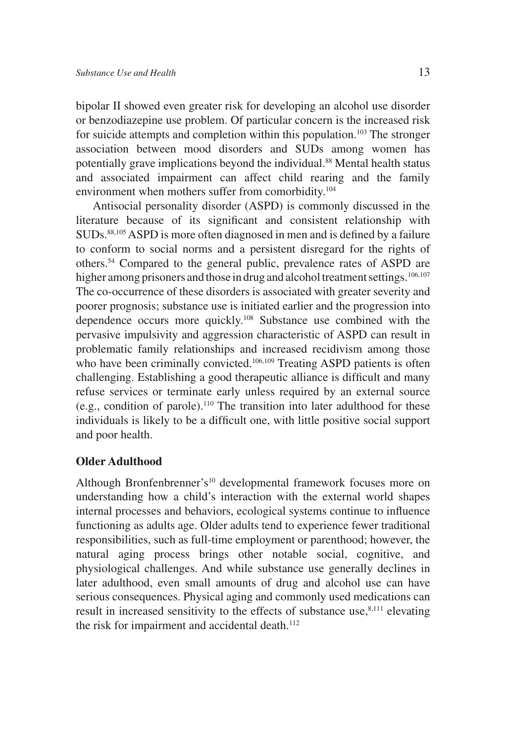bipolar II showed even greater risk for developing an alcohol use disorder or benzodiazepine use problem. Of particular concern is the increased risk for suicide attempts and completion within this population.[103] The stronger association between mood disorders and SUDs among women has potentially grave implications beyond the individual.[88] Mental health status and associated impairment can affect child rearing and the family environment when mothers suffer from comorbidity.[104]

Antisocial personality disorder (ASPD) is commonly discussed in the literature because of its significant and consistent relationship with SUDs.[88,105] ASPD is more often diagnosed in men and is defined by a failure to conform to social norms and a persistent disregard for the rights of others.[54] Compared to the general public, prevalence rates of ASPD are higher among prisoners and those in drug and alcohol treatment settings.[106,107] The co-occurrence of these disorders is associated with greater severity and poorer prognosis; substance use is initiated earlier and the progression into dependence occurs more quickly.[108] Substance use combined with the pervasive impulsivity and aggression characteristic of ASPD can result in problematic family relationships and increased recidivism among those who have been criminally convicted.[106,109] Treating ASPD patients is often challenging. Establishing a good therapeutic alliance is difficult and many refuse services or terminate early unless required by an external source (e.g., condition of parole).[110] The transition into later adulthood for these individuals is likely to be a difficult one, with little positive social support and poor health.

## Older Adulthood

Although Bronfenbrenner's[10] developmental framework focuses more on understanding how a child's interaction with the external world shapes internal processes and behaviors, ecological systems continue to influence functioning as adults age. Older adults tend to experience fewer traditional responsibilities, such as full-time employment or parenthood; however, the natural aging process brings other notable social, cognitive, and physiological challenges. And while substance use generally declines in later adulthood, even small amounts of drug and alcohol use can have serious consequences. Physical aging and commonly used medications can result in increased sensitivity to the effects of substance use,[8,111] elevating the risk for impairment and accidental death.[112]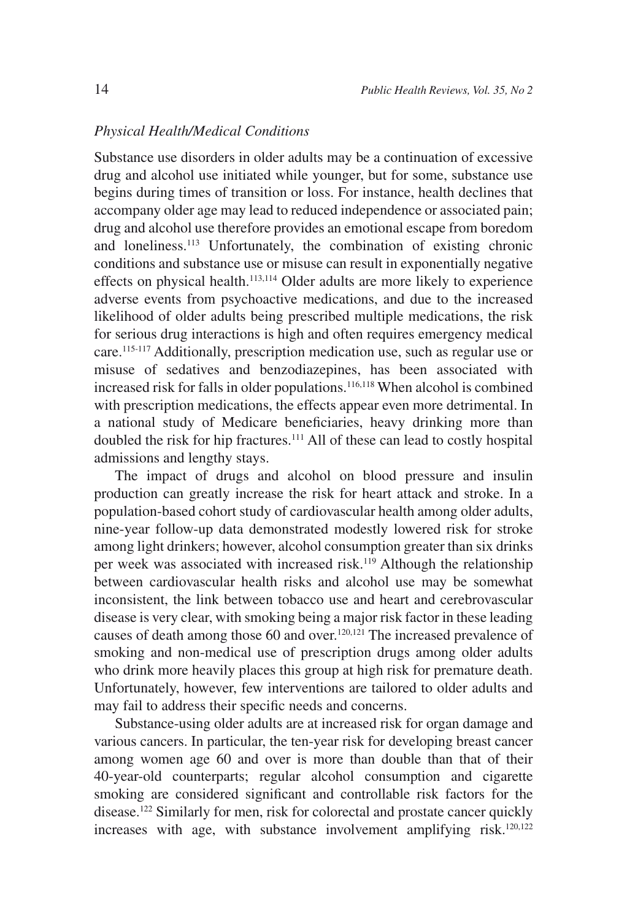*Physical Health/Medical Conditions*

Substance use disorders in older adults may be a continuation of excessive drug and alcohol use initiated while younger, but for some, substance use begins during times of transition or loss. For instance, health declines that accompany older age may lead to reduced independence or associated pain; drug and alcohol use therefore provides an emotional escape from boredom and loneliness.[113] Unfortunately, the combination of existing chronic conditions and substance use or misuse can result in exponentially negative effects on physical health.[113,114] Older adults are more likely to experience adverse events from psychoactive medications, and due to the increased likelihood of older adults being prescribed multiple medications, the risk for serious drug interactions is high and often requires emergency medical care.[115-117] Additionally, prescription medication use, such as regular use or misuse of sedatives and benzodiazepines, has been associated with increased risk for falls in older populations.[116,118] When alcohol is combined with prescription medications, the effects appear even more detrimental. In a national study of Medicare beneficiaries, heavy drinking more than doubled the risk for hip fractures.[111] All of these can lead to costly hospital admissions and lengthy stays.

The impact of drugs and alcohol on blood pressure and insulin production can greatly increase the risk for heart attack and stroke. In a population-based cohort study of cardiovascular health among older adults, nine-year follow-up data demonstrated modestly lowered risk for stroke among light drinkers; however, alcohol consumption greater than six drinks per week was associated with increased risk.[119] Although the relationship between cardiovascular health risks and alcohol use may be somewhat inconsistent, the link between tobacco use and heart and cerebrovascular disease is very clear, with smoking being a major risk factor in these leading causes of death among those 60 and over.[120,121] The increased prevalence of smoking and non-medical use of prescription drugs among older adults who drink more heavily places this group at high risk for premature death. Unfortunately, however, few interventions are tailored to older adults and may fail to address their specific needs and concerns.

Substance-using older adults are at increased risk for organ damage and various cancers. In particular, the ten-year risk for developing breast cancer among women age 60 and over is more than double than that of their 40-year-old counterparts; regular alcohol consumption and cigarette smoking are considered significant and controllable risk factors for the disease.[122] Similarly for men, risk for colorectal and prostate cancer quickly increases with age, with substance involvement amplifying risk.[120,122]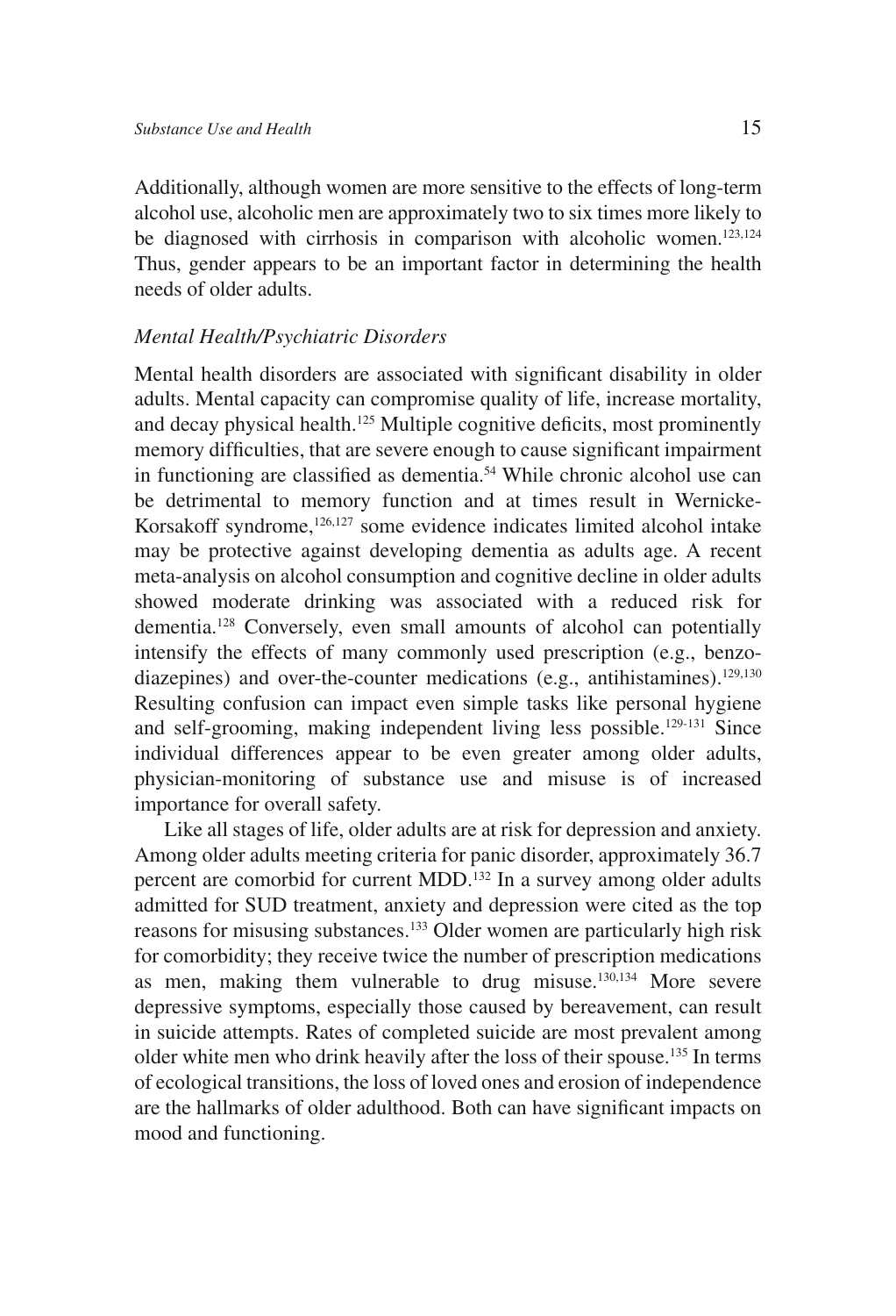Additionally, although women are more sensitive to the effects of long-term alcohol use, alcoholic men are approximately two to six times more likely to be diagnosed with cirrhosis in comparison with alcoholic women.[123,124] Thus, gender appears to be an important factor in determining the health needs of older adults.

### *Mental Health/Psychiatric Disorders*

Mental health disorders are associated with significant disability in older adults. Mental capacity can compromise quality of life, increase mortality, and decay physical health.[125] Multiple cognitive deficits, most prominently memory difficulties, that are severe enough to cause significant impairment in functioning are classified as dementia.[54] While chronic alcohol use can be detrimental to memory function and at times result in Wernicke-Korsakoff syndrome,[126,127] some evidence indicates limited alcohol intake may be protective against developing dementia as adults age. A recent meta-analysis on alcohol consumption and cognitive decline in older adults showed moderate drinking was associated with a reduced risk for dementia.[128] Conversely, even small amounts of alcohol can potentially intensify the effects of many commonly used prescription (e.g., benzodiazepines) and over-the-counter medications (e.g., antihistamines).[129,130] Resulting confusion can impact even simple tasks like personal hygiene and self-grooming, making independent living less possible.[129-131] Since individual differences appear to be even greater among older adults, physician-monitoring of substance use and misuse is of increased importance for overall safety.

Like all stages of life, older adults are at risk for depression and anxiety. Among older adults meeting criteria for panic disorder, approximately 36.7 percent are comorbid for current MDD.[132] In a survey among older adults admitted for SUD treatment, anxiety and depression were cited as the top reasons for misusing substances.[133] Older women are particularly high risk for comorbidity; they receive twice the number of prescription medications as men, making them vulnerable to drug misuse.[130,134] More severe depressive symptoms, especially those caused by bereavement, can result in suicide attempts. Rates of completed suicide are most prevalent among older white men who drink heavily after the loss of their spouse.[135] In terms of ecological transitions, the loss of loved ones and erosion of independence are the hallmarks of older adulthood. Both can have significant impacts on mood and functioning.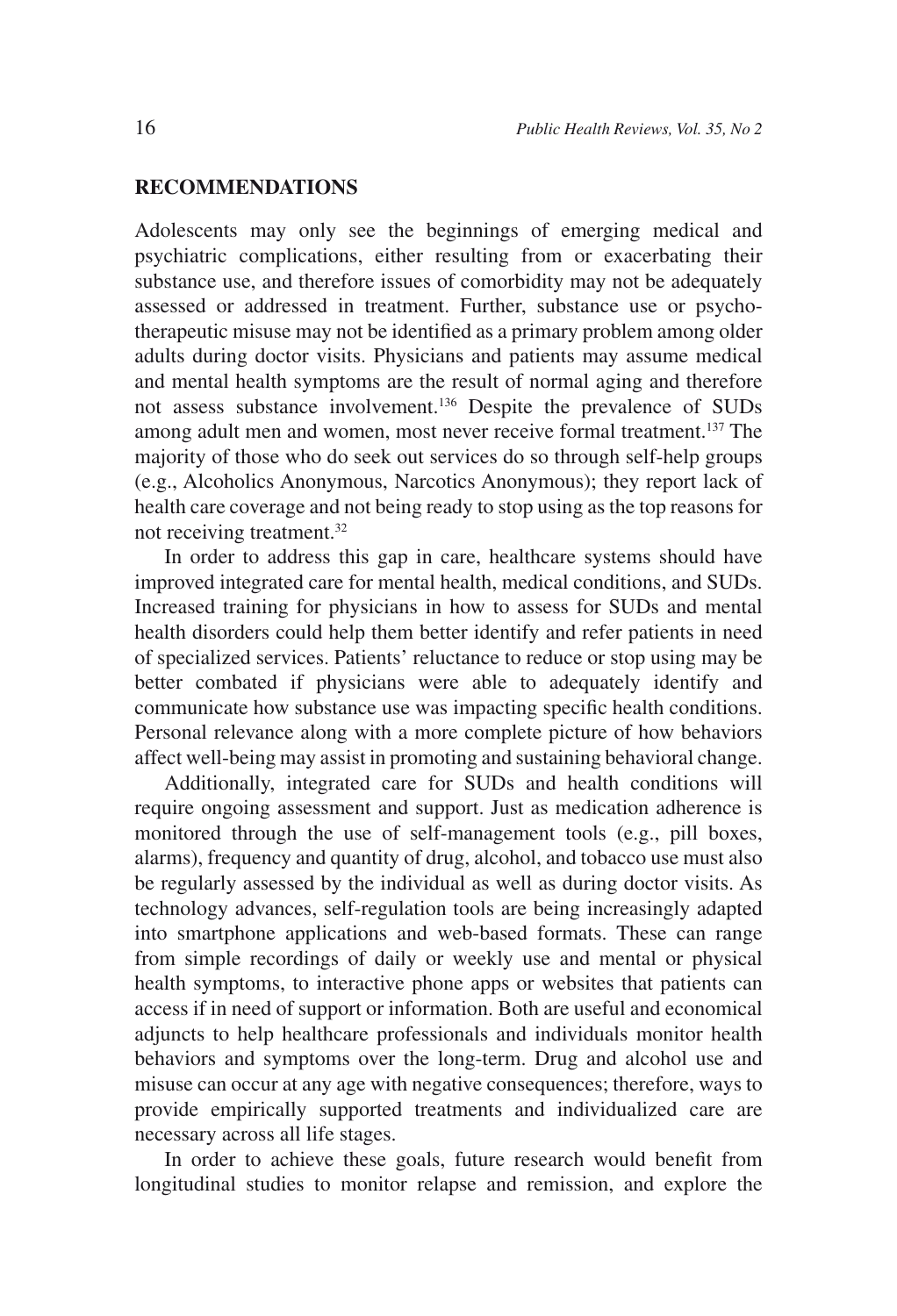## RECOMMENDATIONS

Adolescents may only see the beginnings of emerging medical and psychiatric complications, either resulting from or exacerbating their substance use, and therefore issues of comorbidity may not be adequately assessed or addressed in treatment. Further, substance use or psychotherapeutic misuse may not be identified as a primary problem among older adults during doctor visits. Physicians and patients may assume medical and mental health symptoms are the result of normal aging and therefore not assess substance involvement.[136] Despite the prevalence of SUDs among adult men and women, most never receive formal treatment.[137] The majority of those who do seek out services do so through self-help groups (e.g., Alcoholics Anonymous, Narcotics Anonymous); they report lack of health care coverage and not being ready to stop using as the top reasons for not receiving treatment.[32]

In order to address this gap in care, healthcare systems should have improved integrated care for mental health, medical conditions, and SUDs. Increased training for physicians in how to assess for SUDs and mental health disorders could help them better identify and refer patients in need of specialized services. Patients' reluctance to reduce or stop using may be better combated if physicians were able to adequately identify and communicate how substance use was impacting specific health conditions. Personal relevance along with a more complete picture of how behaviors affect well-being may assist in promoting and sustaining behavioral change.

Additionally, integrated care for SUDs and health conditions will require ongoing assessment and support. Just as medication adherence is monitored through the use of self-management tools (e.g., pill boxes, alarms), frequency and quantity of drug, alcohol, and tobacco use must also be regularly assessed by the individual as well as during doctor visits. As technology advances, self-regulation tools are being increasingly adapted into smartphone applications and web-based formats. These can range from simple recordings of daily or weekly use and mental or physical health symptoms, to interactive phone apps or websites that patients can access if in need of support or information. Both are useful and economical adjuncts to help healthcare professionals and individuals monitor health behaviors and symptoms over the long-term. Drug and alcohol use and misuse can occur at any age with negative consequences; therefore, ways to provide empirically supported treatments and individualized care are necessary across all life stages.

In order to achieve these goals, future research would benefit from longitudinal studies to monitor relapse and remission, and explore the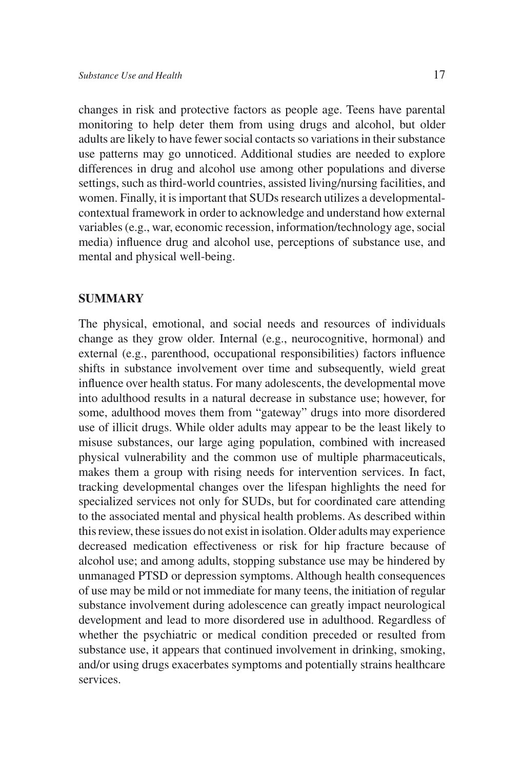changes in risk and protective factors as people age. Teens have parental monitoring to help deter them from using drugs and alcohol, but older adults are likely to have fewer social contacts so variations in their substance use patterns may go unnoticed. Additional studies are needed to explore differences in drug and alcohol use among other populations and diverse settings, such as third-world countries, assisted living/nursing facilities, and women. Finally, it is important that SUDs research utilizes a developmental-contextual framework in order to acknowledge and understand how external variables (e.g., war, economic recession, information/technology age, social media) influence drug and alcohol use, perceptions of substance use, and mental and physical well-being.

## SUMMARY

The physical, emotional, and social needs and resources of individuals change as they grow older. Internal (e.g., neurocognitive, hormonal) and external (e.g., parenthood, occupational responsibilities) factors influence shifts in substance involvement over time and subsequently, wield great influence over health status. For many adolescents, the developmental move into adulthood results in a natural decrease in substance use; however, for some, adulthood moves them from "gateway" drugs into more disordered use of illicit drugs. While older adults may appear to be the least likely to misuse substances, our large aging population, combined with increased physical vulnerability and the common use of multiple pharmaceuticals, makes them a group with rising needs for intervention services. In fact, tracking developmental changes over the lifespan highlights the need for specialized services not only for SUDs, but for coordinated care attending to the associated mental and physical health problems. As described within this review, these issues do not exist in isolation. Older adults may experience decreased medication effectiveness or risk for hip fracture because of alcohol use; and among adults, stopping substance use may be hindered by unmanaged PTSD or depression symptoms. Although health consequences of use may be mild or not immediate for many teens, the initiation of regular substance involvement during adolescence can greatly impact neurological development and lead to more disordered use in adulthood. Regardless of whether the psychiatric or medical condition preceded or resulted from substance use, it appears that continued involvement in drinking, smoking, and/or using drugs exacerbates symptoms and potentially strains healthcare services.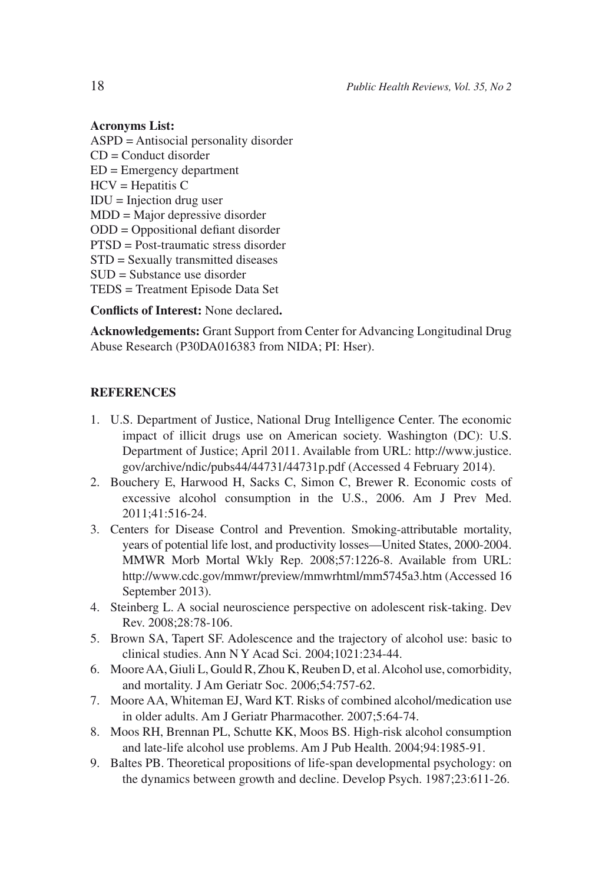**Acronyms List:**
ASPD = Antisocial personality disorder
CD = Conduct disorder
ED = Emergency department
HCV = Hepatitis C
IDU = Injection drug user
MDD = Major depressive disorder
ODD = Oppositional defiant disorder
PTSD = Post-traumatic stress disorder
STD = Sexually transmitted diseases
SUD = Substance use disorder
TEDS = Treatment Episode Data Set

**Conflicts of Interest:** None declared**.**

**Acknowledgements:** Grant Support from Center for Advancing Longitudinal Drug Abuse Research (P30DA016383 from NIDA; PI: Hser).

## REFERENCES

1. U.S. Department of Justice, National Drug Intelligence Center. The economic impact of illicit drugs use on American society. Washington (DC): U.S. Department of Justice; April 2011. Available from URL: http://www.justice.gov/archive/ndic/pubs44/44731/44731p.pdf (Accessed 4 February 2014).
2. Bouchery E, Harwood H, Sacks C, Simon C, Brewer R. Economic costs of excessive alcohol consumption in the U.S., 2006. Am J Prev Med. 2011;41:516-24.
3. Centers for Disease Control and Prevention. Smoking-attributable mortality, years of potential life lost, and productivity losses—United States, 2000-2004. MMWR Morb Mortal Wkly Rep. 2008;57:1226-8. Available from URL: http://www.cdc.gov/mmwr/preview/mmwrhtml/mm5745a3.htm (Accessed 16 September 2013).
4. Steinberg L. A social neuroscience perspective on adolescent risk-taking. Dev Rev. 2008;28:78-106.
5. Brown SA, Tapert SF. Adolescence and the trajectory of alcohol use: basic to clinical studies. Ann N Y Acad Sci. 2004;1021:234-44.
6. Moore AA, Giuli L, Gould R, Zhou K, Reuben D, et al. Alcohol use, comorbidity, and mortality. J Am Geriatr Soc. 2006;54:757-62.
7. Moore AA, Whiteman EJ, Ward KT. Risks of combined alcohol/medication use in older adults. Am J Geriatr Pharmacother. 2007;5:64-74.
8. Moos RH, Brennan PL, Schutte KK, Moos BS. High-risk alcohol consumption and late-life alcohol use problems. Am J Pub Health. 2004;94:1985-91.
9. Baltes PB. Theoretical propositions of life-span developmental psychology: on the dynamics between growth and decline. Develop Psych. 1987;23:611-26.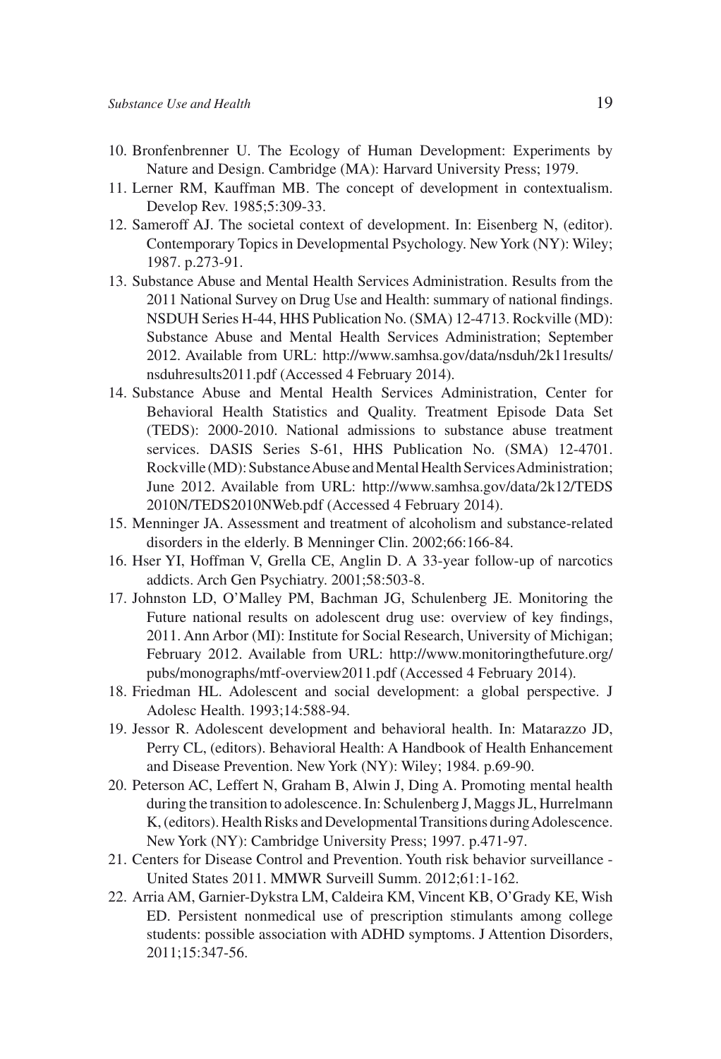10. Bronfenbrenner U. The Ecology of Human Development: Experiments by Nature and Design. Cambridge (MA): Harvard University Press; 1979.
11. Lerner RM, Kauffman MB. The concept of development in contextualism. Develop Rev. 1985;5:309-33.
12. Sameroff AJ. The societal context of development. In: Eisenberg N, (editor). Contemporary Topics in Developmental Psychology. New York (NY): Wiley; 1987. p.273-91.
13. Substance Abuse and Mental Health Services Administration. Results from the 2011 National Survey on Drug Use and Health: summary of national findings. NSDUH Series H-44, HHS Publication No. (SMA) 12-4713. Rockville (MD): Substance Abuse and Mental Health Services Administration; September 2012. Available from URL: http://www.samhsa.gov/data/nsduh/2k11results/nsduhresults2011.pdf (Accessed 4 February 2014).
14. Substance Abuse and Mental Health Services Administration, Center for Behavioral Health Statistics and Quality. Treatment Episode Data Set (TEDS): 2000-2010. National admissions to substance abuse treatment services. DASIS Series S-61, HHS Publication No. (SMA) 12-4701. Rockville (MD): Substance Abuse and Mental Health Services Administration; June 2012. Available from URL: http://www.samhsa.gov/data/2k12/TEDS2010N/TEDS2010NWeb.pdf (Accessed 4 February 2014).
15. Menninger JA. Assessment and treatment of alcoholism and substance-related disorders in the elderly. B Menninger Clin. 2002;66:166-84.
16. Hser YI, Hoffman V, Grella CE, Anglin D. A 33-year follow-up of narcotics addicts. Arch Gen Psychiatry. 2001;58:503-8.
17. Johnston LD, O'Malley PM, Bachman JG, Schulenberg JE. Monitoring the Future national results on adolescent drug use: overview of key findings, 2011. Ann Arbor (MI): Institute for Social Research, University of Michigan; February 2012. Available from URL: http://www.monitoringthefuture.org/pubs/monographs/mtf-overview2011.pdf (Accessed 4 February 2014).
18. Friedman HL. Adolescent and social development: a global perspective. J Adolesc Health. 1993;14:588-94.
19. Jessor R. Adolescent development and behavioral health. In: Matarazzo JD, Perry CL, (editors). Behavioral Health: A Handbook of Health Enhancement and Disease Prevention. New York (NY): Wiley; 1984. p.69-90.
20. Peterson AC, Leffert N, Graham B, Alwin J, Ding A. Promoting mental health during the transition to adolescence. In: Schulenberg J, Maggs JL, Hurrelmann K, (editors). Health Risks and Developmental Transitions during Adolescence. New York (NY): Cambridge University Press; 1997. p.471-97.
21. Centers for Disease Control and Prevention. Youth risk behavior surveillance - United States 2011. MMWR Surveill Summ. 2012;61:1-162.
22. Arria AM, Garnier-Dykstra LM, Caldeira KM, Vincent KB, O'Grady KE, Wish ED. Persistent nonmedical use of prescription stimulants among college students: possible association with ADHD symptoms. J Attention Disorders, 2011;15:347-56.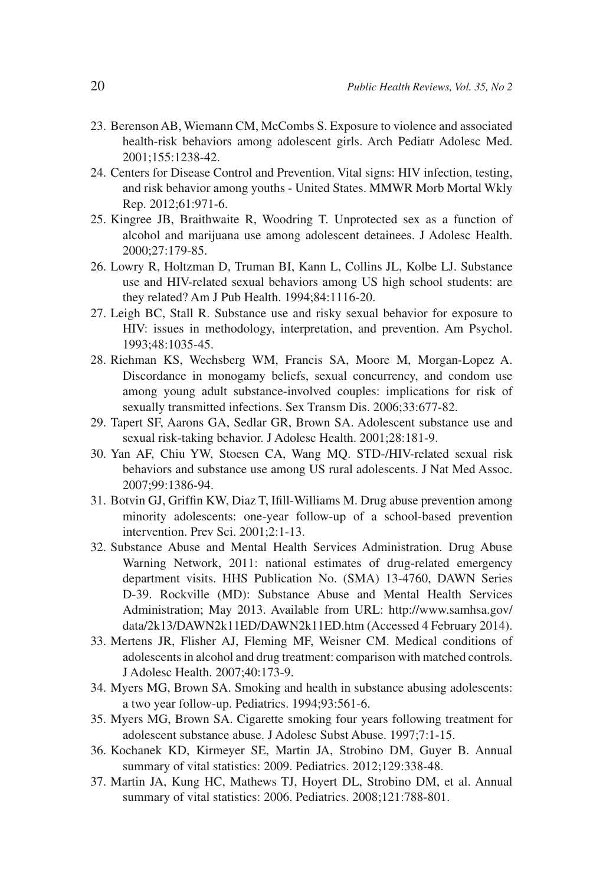23. Berenson AB, Wiemann CM, McCombs S. Exposure to violence and associated health-risk behaviors among adolescent girls. Arch Pediatr Adolesc Med. 2001;155:1238-42.
24. Centers for Disease Control and Prevention. Vital signs: HIV infection, testing, and risk behavior among youths - United States. MMWR Morb Mortal Wkly Rep. 2012;61:971-6.
25. Kingree JB, Braithwaite R, Woodring T. Unprotected sex as a function of alcohol and marijuana use among adolescent detainees. J Adolesc Health. 2000;27:179-85.
26. Lowry R, Holtzman D, Truman BI, Kann L, Collins JL, Kolbe LJ. Substance use and HIV-related sexual behaviors among US high school students: are they related? Am J Pub Health. 1994;84:1116-20.
27. Leigh BC, Stall R. Substance use and risky sexual behavior for exposure to HIV: issues in methodology, interpretation, and prevention. Am Psychol. 1993;48:1035-45.
28. Riehman KS, Wechsberg WM, Francis SA, Moore M, Morgan-Lopez A. Discordance in monogamy beliefs, sexual concurrency, and condom use among young adult substance-involved couples: implications for risk of sexually transmitted infections. Sex Transm Dis. 2006;33:677-82.
29. Tapert SF, Aarons GA, Sedlar GR, Brown SA. Adolescent substance use and sexual risk-taking behavior. J Adolesc Health. 2001;28:181-9.
30. Yan AF, Chiu YW, Stoesen CA, Wang MQ. STD-/HIV-related sexual risk behaviors and substance use among US rural adolescents. J Nat Med Assoc. 2007;99:1386-94.
31. Botvin GJ, Griffin KW, Diaz T, Ifill-Williams M. Drug abuse prevention among minority adolescents: one-year follow-up of a school-based prevention intervention. Prev Sci. 2001;2:1-13.
32. Substance Abuse and Mental Health Services Administration. Drug Abuse Warning Network, 2011: national estimates of drug-related emergency department visits. HHS Publication No. (SMA) 13-4760, DAWN Series D-39. Rockville (MD): Substance Abuse and Mental Health Services Administration; May 2013. Available from URL: http://www.samhsa.gov/data/2k13/DAWN2k11ED/DAWN2k11ED.htm (Accessed 4 February 2014).
33. Mertens JR, Flisher AJ, Fleming MF, Weisner CM. Medical conditions of adolescents in alcohol and drug treatment: comparison with matched controls. J Adolesc Health. 2007;40:173-9.
34. Myers MG, Brown SA. Smoking and health in substance abusing adolescents: a two year follow-up. Pediatrics. 1994;93:561-6.
35. Myers MG, Brown SA. Cigarette smoking four years following treatment for adolescent substance abuse. J Adolesc Subst Abuse. 1997;7:1-15.
36. Kochanek KD, Kirmeyer SE, Martin JA, Strobino DM, Guyer B. Annual summary of vital statistics: 2009. Pediatrics. 2012;129:338-48.
37. Martin JA, Kung HC, Mathews TJ, Hoyert DL, Strobino DM, et al. Annual summary of vital statistics: 2006. Pediatrics. 2008;121:788-801.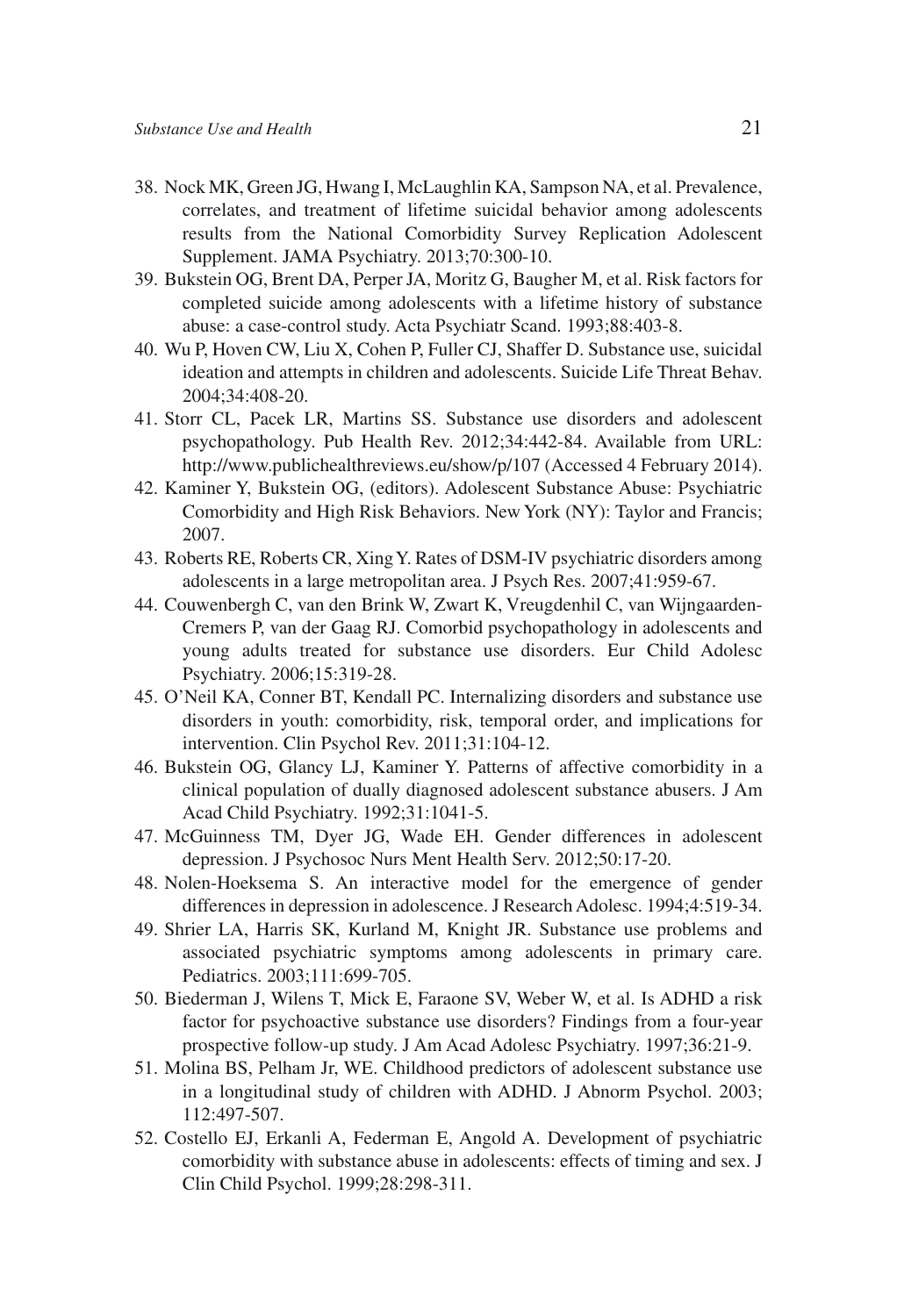38. Nock MK, Green JG, Hwang I, McLaughlin KA, Sampson NA, et al. Prevalence, correlates, and treatment of lifetime suicidal behavior among adolescents results from the National Comorbidity Survey Replication Adolescent Supplement. JAMA Psychiatry. 2013;70:300-10.
39. Bukstein OG, Brent DA, Perper JA, Moritz G, Baugher M, et al. Risk factors for completed suicide among adolescents with a lifetime history of substance abuse: a case-control study. Acta Psychiatr Scand. 1993;88:403-8.
40. Wu P, Hoven CW, Liu X, Cohen P, Fuller CJ, Shaffer D. Substance use, suicidal ideation and attempts in children and adolescents. Suicide Life Threat Behav. 2004;34:408-20.
41. Storr CL, Pacek LR, Martins SS. Substance use disorders and adolescent psychopathology. Pub Health Rev. 2012;34:442-84. Available from URL: http://www.publichealthreviews.eu/show/p/107 (Accessed 4 February 2014).
42. Kaminer Y, Bukstein OG, (editors). Adolescent Substance Abuse: Psychiatric Comorbidity and High Risk Behaviors. New York (NY): Taylor and Francis; 2007.
43. Roberts RE, Roberts CR, Xing Y. Rates of DSM-IV psychiatric disorders among adolescents in a large metropolitan area. J Psych Res. 2007;41:959-67.
44. Couwenbergh C, van den Brink W, Zwart K, Vreugdenhil C, van Wijngaarden-Cremers P, van der Gaag RJ. Comorbid psychopathology in adolescents and young adults treated for substance use disorders. Eur Child Adolesc Psychiatry. 2006;15:319-28.
45. O'Neil KA, Conner BT, Kendall PC. Internalizing disorders and substance use disorders in youth: comorbidity, risk, temporal order, and implications for intervention. Clin Psychol Rev. 2011;31:104-12.
46. Bukstein OG, Glancy LJ, Kaminer Y. Patterns of affective comorbidity in a clinical population of dually diagnosed adolescent substance abusers. J Am Acad Child Psychiatry. 1992;31:1041-5.
47. McGuinness TM, Dyer JG, Wade EH. Gender differences in adolescent depression. J Psychosoc Nurs Ment Health Serv. 2012;50:17-20.
48. Nolen-Hoeksema S. An interactive model for the emergence of gender differences in depression in adolescence. J Research Adolesc. 1994;4:519-34.
49. Shrier LA, Harris SK, Kurland M, Knight JR. Substance use problems and associated psychiatric symptoms among adolescents in primary care. Pediatrics. 2003;111:699-705.
50. Biederman J, Wilens T, Mick E, Faraone SV, Weber W, et al. Is ADHD a risk factor for psychoactive substance use disorders? Findings from a four-year prospective follow-up study. J Am Acad Adolesc Psychiatry. 1997;36:21-9.
51. Molina BS, Pelham Jr, WE. Childhood predictors of adolescent substance use in a longitudinal study of children with ADHD. J Abnorm Psychol. 2003; 112:497-507.
52. Costello EJ, Erkanli A, Federman E, Angold A. Development of psychiatric comorbidity with substance abuse in adolescents: effects of timing and sex. J Clin Child Psychol. 1999;28:298-311.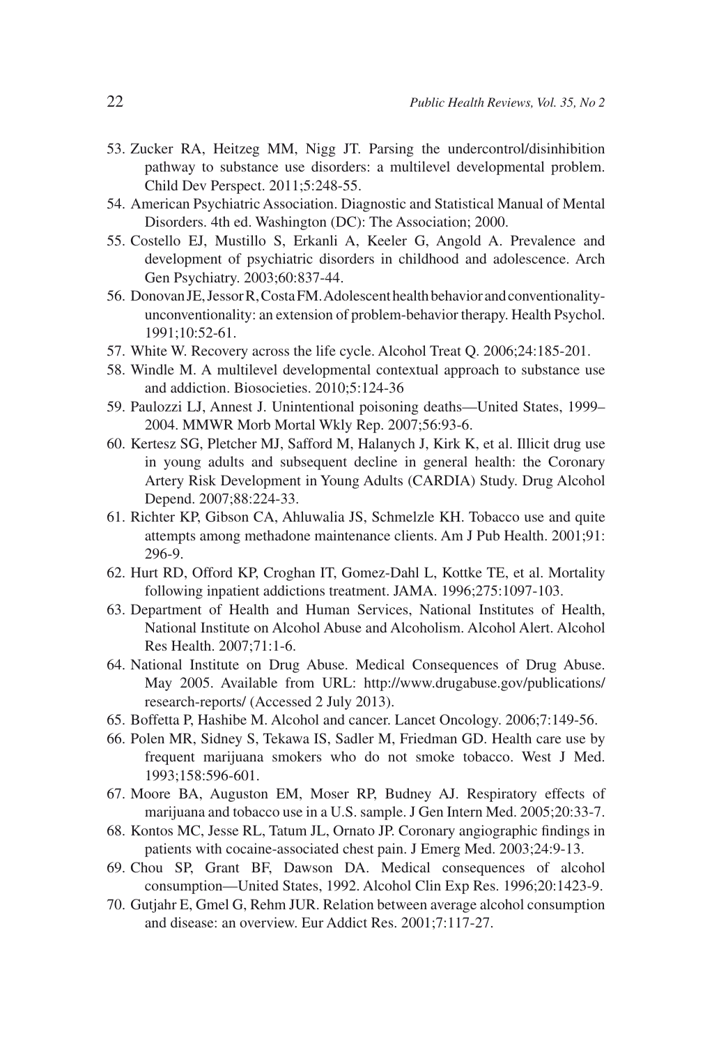53. Zucker RA, Heitzeg MM, Nigg JT. Parsing the undercontrol/disinhibition pathway to substance use disorders: a multilevel developmental problem. Child Dev Perspect. 2011;5:248-55.
54. American Psychiatric Association. Diagnostic and Statistical Manual of Mental Disorders. 4th ed. Washington (DC): The Association; 2000.
55. Costello EJ, Mustillo S, Erkanli A, Keeler G, Angold A. Prevalence and development of psychiatric disorders in childhood and adolescence. Arch Gen Psychiatry. 2003;60:837-44.
56. Donovan JE, Jessor R, Costa FM. Adolescent health behavior and conventionality-unconventionality: an extension of problem-behavior therapy. Health Psychol. 1991;10:52-61.
57. White W. Recovery across the life cycle. Alcohol Treat Q. 2006;24:185-201.
58. Windle M. A multilevel developmental contextual approach to substance use and addiction. Biosocieties. 2010;5:124-36
59. Paulozzi LJ, Annest J. Unintentional poisoning deaths—United States, 1999–2004. MMWR Morb Mortal Wkly Rep. 2007;56:93-6.
60. Kertesz SG, Pletcher MJ, Safford M, Halanych J, Kirk K, et al. Illicit drug use in young adults and subsequent decline in general health: the Coronary Artery Risk Development in Young Adults (CARDIA) Study. Drug Alcohol Depend. 2007;88:224-33.
61. Richter KP, Gibson CA, Ahluwalia JS, Schmelzle KH. Tobacco use and quite attempts among methadone maintenance clients. Am J Pub Health. 2001;91: 296-9.
62. Hurt RD, Offord KP, Croghan IT, Gomez-Dahl L, Kottke TE, et al. Mortality following inpatient addictions treatment. JAMA. 1996;275:1097-103.
63. Department of Health and Human Services, National Institutes of Health, National Institute on Alcohol Abuse and Alcoholism. Alcohol Alert. Alcohol Res Health. 2007;71:1-6.
64. National Institute on Drug Abuse. Medical Consequences of Drug Abuse. May 2005. Available from URL: http://www.drugabuse.gov/publications/research-reports/ (Accessed 2 July 2013).
65. Boffetta P, Hashibe M. Alcohol and cancer. Lancet Oncology. 2006;7:149-56.
66. Polen MR, Sidney S, Tekawa IS, Sadler M, Friedman GD. Health care use by frequent marijuana smokers who do not smoke tobacco. West J Med. 1993;158:596-601.
67. Moore BA, Auguston EM, Moser RP, Budney AJ. Respiratory effects of marijuana and tobacco use in a U.S. sample. J Gen Intern Med. 2005;20:33-7.
68. Kontos MC, Jesse RL, Tatum JL, Ornato JP. Coronary angiographic findings in patients with cocaine-associated chest pain. J Emerg Med. 2003;24:9-13.
69. Chou SP, Grant BF, Dawson DA. Medical consequences of alcohol consumption—United States, 1992. Alcohol Clin Exp Res. 1996;20:1423-9.
70. Gutjahr E, Gmel G, Rehm JUR. Relation between average alcohol consumption and disease: an overview. Eur Addict Res. 2001;7:117-27.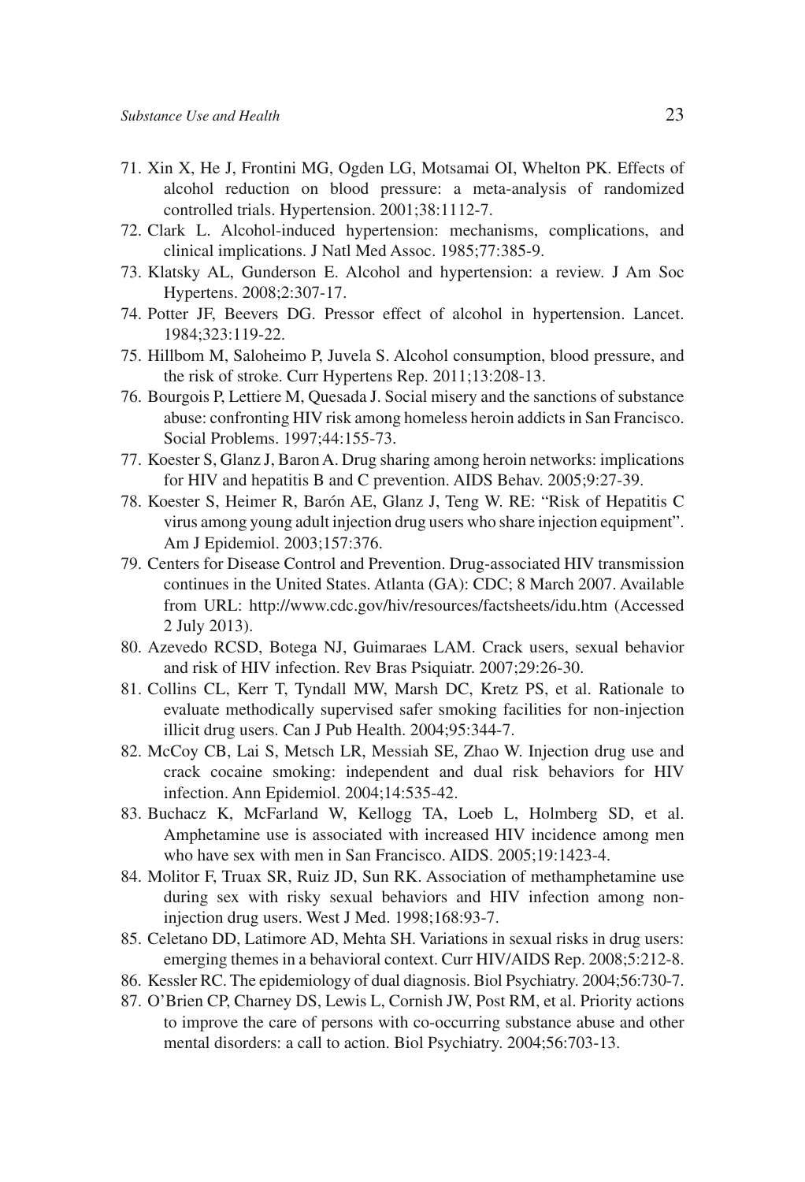71. Xin X, He J, Frontini MG, Ogden LG, Motsamai OI, Whelton PK. Effects of alcohol reduction on blood pressure: a meta-analysis of randomized controlled trials. Hypertension. 2001;38:1112-7.
72. Clark L. Alcohol-induced hypertension: mechanisms, complications, and clinical implications. J Natl Med Assoc. 1985;77:385-9.
73. Klatsky AL, Gunderson E. Alcohol and hypertension: a review. J Am Soc Hypertens. 2008;2:307-17.
74. Potter JF, Beevers DG. Pressor effect of alcohol in hypertension. Lancet. 1984;323:119-22.
75. Hillbom M, Saloheimo P, Juvela S. Alcohol consumption, blood pressure, and the risk of stroke. Curr Hypertens Rep. 2011;13:208-13.
76. Bourgois P, Lettiere M, Quesada J. Social misery and the sanctions of substance abuse: confronting HIV risk among homeless heroin addicts in San Francisco. Social Problems. 1997;44:155-73.
77. Koester S, Glanz J, Baron A. Drug sharing among heroin networks: implications for HIV and hepatitis B and C prevention. AIDS Behav. 2005;9:27-39.
78. Koester S, Heimer R, Barón AE, Glanz J, Teng W. RE: "Risk of Hepatitis C virus among young adult injection drug users who share injection equipment". Am J Epidemiol. 2003;157:376.
79. Centers for Disease Control and Prevention. Drug-associated HIV transmission continues in the United States. Atlanta (GA): CDC; 8 March 2007. Available from URL: http://www.cdc.gov/hiv/resources/factsheets/idu.htm (Accessed 2 July 2013).
80. Azevedo RCSD, Botega NJ, Guimaraes LAM. Crack users, sexual behavior and risk of HIV infection. Rev Bras Psiquiatr. 2007;29:26-30.
81. Collins CL, Kerr T, Tyndall MW, Marsh DC, Kretz PS, et al. Rationale to evaluate methodically supervised safer smoking facilities for non-injection illicit drug users. Can J Pub Health. 2004;95:344-7.
82. McCoy CB, Lai S, Metsch LR, Messiah SE, Zhao W. Injection drug use and crack cocaine smoking: independent and dual risk behaviors for HIV infection. Ann Epidemiol. 2004;14:535-42.
83. Buchacz K, McFarland W, Kellogg TA, Loeb L, Holmberg SD, et al. Amphetamine use is associated with increased HIV incidence among men who have sex with men in San Francisco. AIDS. 2005;19:1423-4.
84. Molitor F, Truax SR, Ruiz JD, Sun RK. Association of methamphetamine use during sex with risky sexual behaviors and HIV infection among non-injection drug users. West J Med. 1998;168:93-7.
85. Celetano DD, Latimore AD, Mehta SH. Variations in sexual risks in drug users: emerging themes in a behavioral context. Curr HIV/AIDS Rep. 2008;5:212-8.
86. Kessler RC. The epidemiology of dual diagnosis. Biol Psychiatry. 2004;56:730-7.
87. O'Brien CP, Charney DS, Lewis L, Cornish JW, Post RM, et al. Priority actions to improve the care of persons with co-occurring substance abuse and other mental disorders: a call to action. Biol Psychiatry. 2004;56:703-13.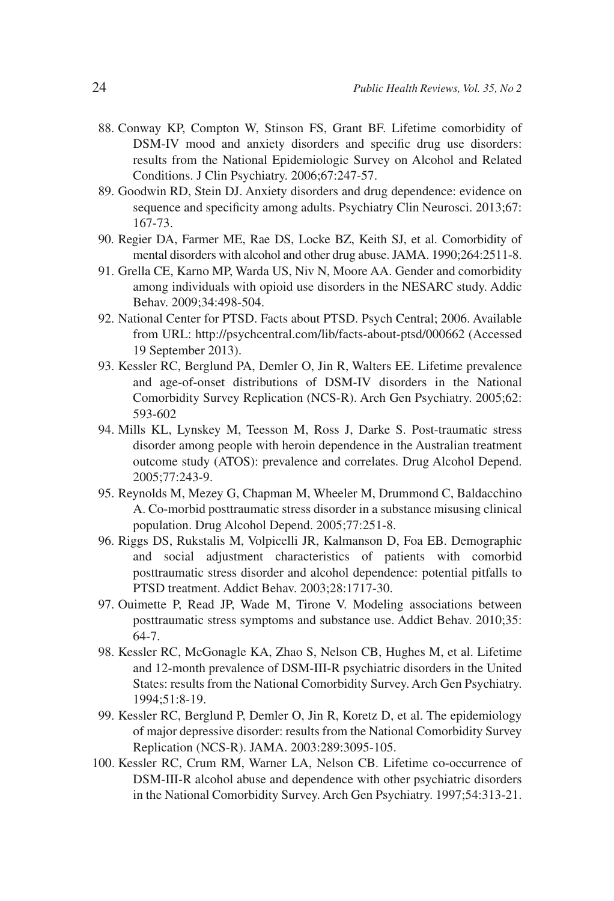88. Conway KP, Compton W, Stinson FS, Grant BF. Lifetime comorbidity of DSM-IV mood and anxiety disorders and specific drug use disorders: results from the National Epidemiologic Survey on Alcohol and Related Conditions. J Clin Psychiatry. 2006;67:247-57.
89. Goodwin RD, Stein DJ. Anxiety disorders and drug dependence: evidence on sequence and specificity among adults. Psychiatry Clin Neurosci. 2013;67: 167-73.
90. Regier DA, Farmer ME, Rae DS, Locke BZ, Keith SJ, et al. Comorbidity of mental disorders with alcohol and other drug abuse. JAMA. 1990;264:2511-8.
91. Grella CE, Karno MP, Warda US, Niv N, Moore AA. Gender and comorbidity among individuals with opioid use disorders in the NESARC study. Addic Behav. 2009;34:498-504.
92. National Center for PTSD. Facts about PTSD. Psych Central; 2006. Available from URL: http://psychcentral.com/lib/facts-about-ptsd/000662 (Accessed 19 September 2013).
93. Kessler RC, Berglund PA, Demler O, Jin R, Walters EE. Lifetime prevalence and age-of-onset distributions of DSM-IV disorders in the National Comorbidity Survey Replication (NCS-R). Arch Gen Psychiatry. 2005;62: 593-602
94. Mills KL, Lynskey M, Teesson M, Ross J, Darke S. Post-traumatic stress disorder among people with heroin dependence in the Australian treatment outcome study (ATOS): prevalence and correlates. Drug Alcohol Depend. 2005;77:243-9.
95. Reynolds M, Mezey G, Chapman M, Wheeler M, Drummond C, Baldacchino A. Co-morbid posttraumatic stress disorder in a substance misusing clinical population. Drug Alcohol Depend. 2005;77:251-8.
96. Riggs DS, Rukstalis M, Volpicelli JR, Kalmanson D, Foa EB. Demographic and social adjustment characteristics of patients with comorbid posttraumatic stress disorder and alcohol dependence: potential pitfalls to PTSD treatment. Addict Behav. 2003;28:1717-30.
97. Ouimette P, Read JP, Wade M, Tirone V. Modeling associations between posttraumatic stress symptoms and substance use. Addict Behav. 2010;35: 64-7.
98. Kessler RC, McGonagle KA, Zhao S, Nelson CB, Hughes M, et al. Lifetime and 12-month prevalence of DSM-III-R psychiatric disorders in the United States: results from the National Comorbidity Survey. Arch Gen Psychiatry. 1994;51:8-19.
99. Kessler RC, Berglund P, Demler O, Jin R, Koretz D, et al. The epidemiology of major depressive disorder: results from the National Comorbidity Survey Replication (NCS-R). JAMA. 2003:289:3095-105.
100. Kessler RC, Crum RM, Warner LA, Nelson CB. Lifetime co-occurrence of DSM-III-R alcohol abuse and dependence with other psychiatric disorders in the National Comorbidity Survey. Arch Gen Psychiatry. 1997;54:313-21.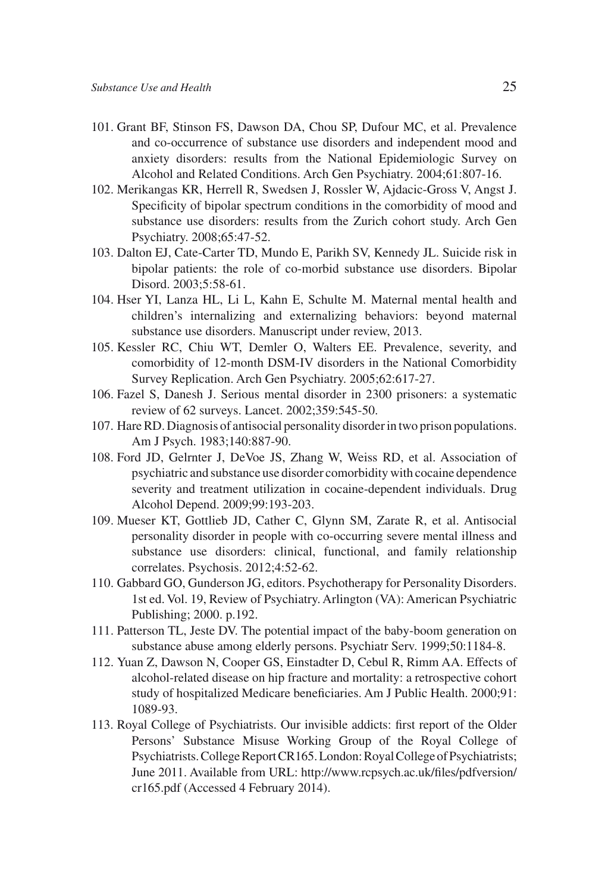101. Grant BF, Stinson FS, Dawson DA, Chou SP, Dufour MC, et al. Prevalence and co-occurrence of substance use disorders and independent mood and anxiety disorders: results from the National Epidemiologic Survey on Alcohol and Related Conditions. Arch Gen Psychiatry. 2004;61:807-16.
102. Merikangas KR, Herrell R, Swedsen J, Rossler W, Ajdacic-Gross V, Angst J. Specificity of bipolar spectrum conditions in the comorbidity of mood and substance use disorders: results from the Zurich cohort study. Arch Gen Psychiatry. 2008;65:47-52.
103. Dalton EJ, Cate-Carter TD, Mundo E, Parikh SV, Kennedy JL. Suicide risk in bipolar patients: the role of co-morbid substance use disorders. Bipolar Disord. 2003;5:58-61.
104. Hser YI, Lanza HL, Li L, Kahn E, Schulte M. Maternal mental health and children's internalizing and externalizing behaviors: beyond maternal substance use disorders. Manuscript under review, 2013.
105. Kessler RC, Chiu WT, Demler O, Walters EE. Prevalence, severity, and comorbidity of 12-month DSM-IV disorders in the National Comorbidity Survey Replication. Arch Gen Psychiatry. 2005;62:617-27.
106. Fazel S, Danesh J. Serious mental disorder in 2300 prisoners: a systematic review of 62 surveys. Lancet. 2002;359:545-50.
107. Hare RD. Diagnosis of antisocial personality disorder in two prison populations. Am J Psych. 1983;140:887-90.
108. Ford JD, Gelrnter J, DeVoe JS, Zhang W, Weiss RD, et al. Association of psychiatric and substance use disorder comorbidity with cocaine dependence severity and treatment utilization in cocaine-dependent individuals. Drug Alcohol Depend. 2009;99:193-203.
109. Mueser KT, Gottlieb JD, Cather C, Glynn SM, Zarate R, et al. Antisocial personality disorder in people with co-occurring severe mental illness and substance use disorders: clinical, functional, and family relationship correlates. Psychosis. 2012;4:52-62.
110. Gabbard GO, Gunderson JG, editors. Psychotherapy for Personality Disorders. 1st ed. Vol. 19, Review of Psychiatry. Arlington (VA): American Psychiatric Publishing; 2000. p.192.
111. Patterson TL, Jeste DV. The potential impact of the baby-boom generation on substance abuse among elderly persons. Psychiatr Serv. 1999;50:1184-8.
112. Yuan Z, Dawson N, Cooper GS, Einstadter D, Cebul R, Rimm AA. Effects of alcohol-related disease on hip fracture and mortality: a retrospective cohort study of hospitalized Medicare beneficiaries. Am J Public Health. 2000;91: 1089-93.
113. Royal College of Psychiatrists. Our invisible addicts: first report of the Older Persons' Substance Misuse Working Group of the Royal College of Psychiatrists. College Report CR165. London: Royal College of Psychiatrists; June 2011. Available from URL: http://www.rcpsych.ac.uk/files/pdfversion/cr165.pdf (Accessed 4 February 2014).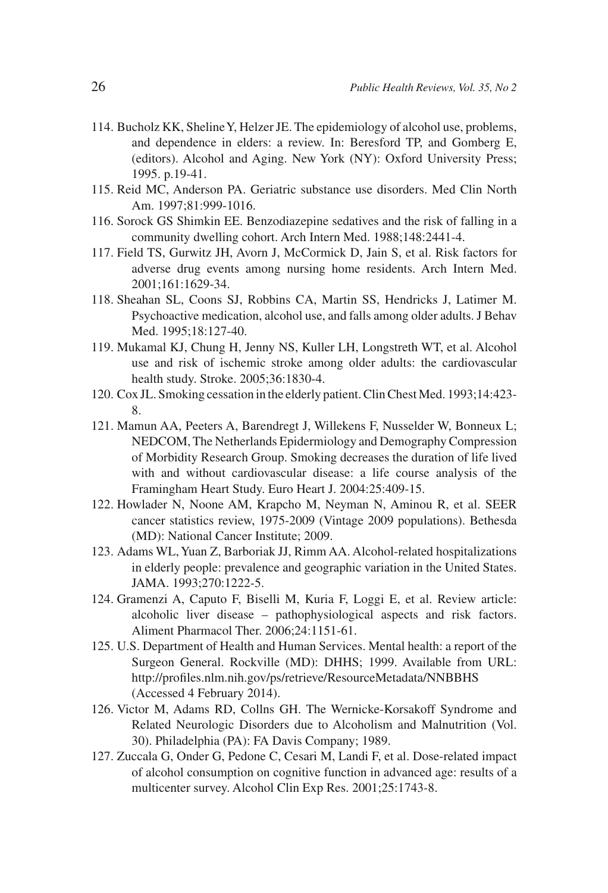114. Bucholz KK, Sheline Y, Helzer JE. The epidemiology of alcohol use, problems, and dependence in elders: a review. In: Beresford TP, and Gomberg E, (editors). Alcohol and Aging. New York (NY): Oxford University Press; 1995. p.19-41.
115. Reid MC, Anderson PA. Geriatric substance use disorders. Med Clin North Am. 1997;81:999-1016.
116. Sorock GS Shimkin EE. Benzodiazepine sedatives and the risk of falling in a community dwelling cohort. Arch Intern Med. 1988;148:2441-4.
117. Field TS, Gurwitz JH, Avorn J, McCormick D, Jain S, et al. Risk factors for adverse drug events among nursing home residents. Arch Intern Med. 2001;161:1629-34.
118. Sheahan SL, Coons SJ, Robbins CA, Martin SS, Hendricks J, Latimer M. Psychoactive medication, alcohol use, and falls among older adults. J Behav Med. 1995;18:127-40.
119. Mukamal KJ, Chung H, Jenny NS, Kuller LH, Longstreth WT, et al. Alcohol use and risk of ischemic stroke among older adults: the cardiovascular health study. Stroke. 2005;36:1830-4.
120. Cox JL. Smoking cessation in the elderly patient. Clin Chest Med. 1993;14:423-8.
121. Mamun AA, Peeters A, Barendregt J, Willekens F, Nusselder W, Bonneux L; NEDCOM, The Netherlands Epidermiology and Demography Compression of Morbidity Research Group. Smoking decreases the duration of life lived with and without cardiovascular disease: a life course analysis of the Framingham Heart Study. Euro Heart J. 2004:25:409-15.
122. Howlader N, Noone AM, Krapcho M, Neyman N, Aminou R, et al. SEER cancer statistics review, 1975-2009 (Vintage 2009 populations). Bethesda (MD): National Cancer Institute; 2009.
123. Adams WL, Yuan Z, Barboriak JJ, Rimm AA. Alcohol-related hospitalizations in elderly people: prevalence and geographic variation in the United States. JAMA. 1993;270:1222-5.
124. Gramenzi A, Caputo F, Biselli M, Kuria F, Loggi E, et al. Review article: alcoholic liver disease – pathophysiological aspects and risk factors. Aliment Pharmacol Ther. 2006;24:1151-61.
125. U.S. Department of Health and Human Services. Mental health: a report of the Surgeon General. Rockville (MD): DHHS; 1999. Available from URL: http://profiles.nlm.nih.gov/ps/retrieve/ResourceMetadata/NNBBHS (Accessed 4 February 2014).
126. Victor M, Adams RD, Collns GH. The Wernicke-Korsakoff Syndrome and Related Neurologic Disorders due to Alcoholism and Malnutrition (Vol. 30). Philadelphia (PA): FA Davis Company; 1989.
127. Zuccala G, Onder G, Pedone C, Cesari M, Landi F, et al. Dose-related impact of alcohol consumption on cognitive function in advanced age: results of a multicenter survey. Alcohol Clin Exp Res. 2001;25:1743-8.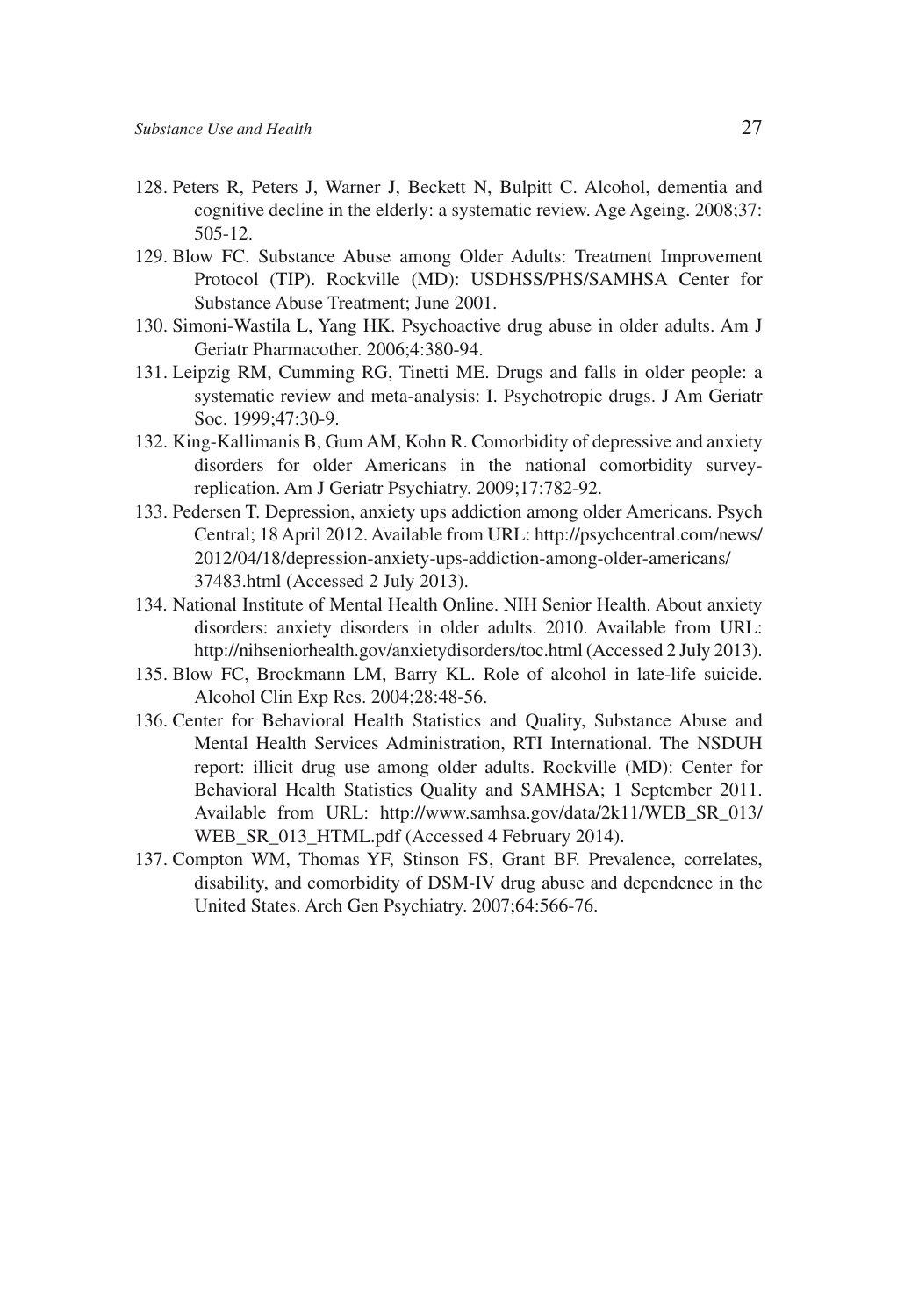128. Peters R, Peters J, Warner J, Beckett N, Bulpitt C. Alcohol, dementia and cognitive decline in the elderly: a systematic review. Age Ageing. 2008;37: 505-12.
129. Blow FC. Substance Abuse among Older Adults: Treatment Improvement Protocol (TIP). Rockville (MD): USDHSS/PHS/SAMHSA Center for Substance Abuse Treatment; June 2001.
130. Simoni-Wastila L, Yang HK. Psychoactive drug abuse in older adults. Am J Geriatr Pharmacother. 2006;4:380-94.
131. Leipzig RM, Cumming RG, Tinetti ME. Drugs and falls in older people: a systematic review and meta-analysis: I. Psychotropic drugs. J Am Geriatr Soc. 1999;47:30-9.
132. King-Kallimanis B, Gum AM, Kohn R. Comorbidity of depressive and anxiety disorders for older Americans in the national comorbidity survey-replication. Am J Geriatr Psychiatry. 2009;17:782-92.
133. Pedersen T. Depression, anxiety ups addiction among older Americans. Psych Central; 18 April 2012. Available from URL: http://psychcentral.com/news/2012/04/18/depression-anxiety-ups-addiction-among-older-americans/37483.html (Accessed 2 July 2013).
134. National Institute of Mental Health Online. NIH Senior Health. About anxiety disorders: anxiety disorders in older adults. 2010. Available from URL: http://nihseniorhealth.gov/anxietydisorders/toc.html (Accessed 2 July 2013).
135. Blow FC, Brockmann LM, Barry KL. Role of alcohol in late-life suicide. Alcohol Clin Exp Res. 2004;28:48-56.
136. Center for Behavioral Health Statistics and Quality, Substance Abuse and Mental Health Services Administration, RTI International. The NSDUH report: illicit drug use among older adults. Rockville (MD): Center for Behavioral Health Statistics Quality and SAMHSA; 1 September 2011. Available from URL: http://www.samhsa.gov/data/2k11/WEB_SR_013/WEB_SR_013_HTML.pdf (Accessed 4 February 2014).
137. Compton WM, Thomas YF, Stinson FS, Grant BF. Prevalence, correlates, disability, and comorbidity of DSM-IV drug abuse and dependence in the United States. Arch Gen Psychiatry. 2007;64:566-76.